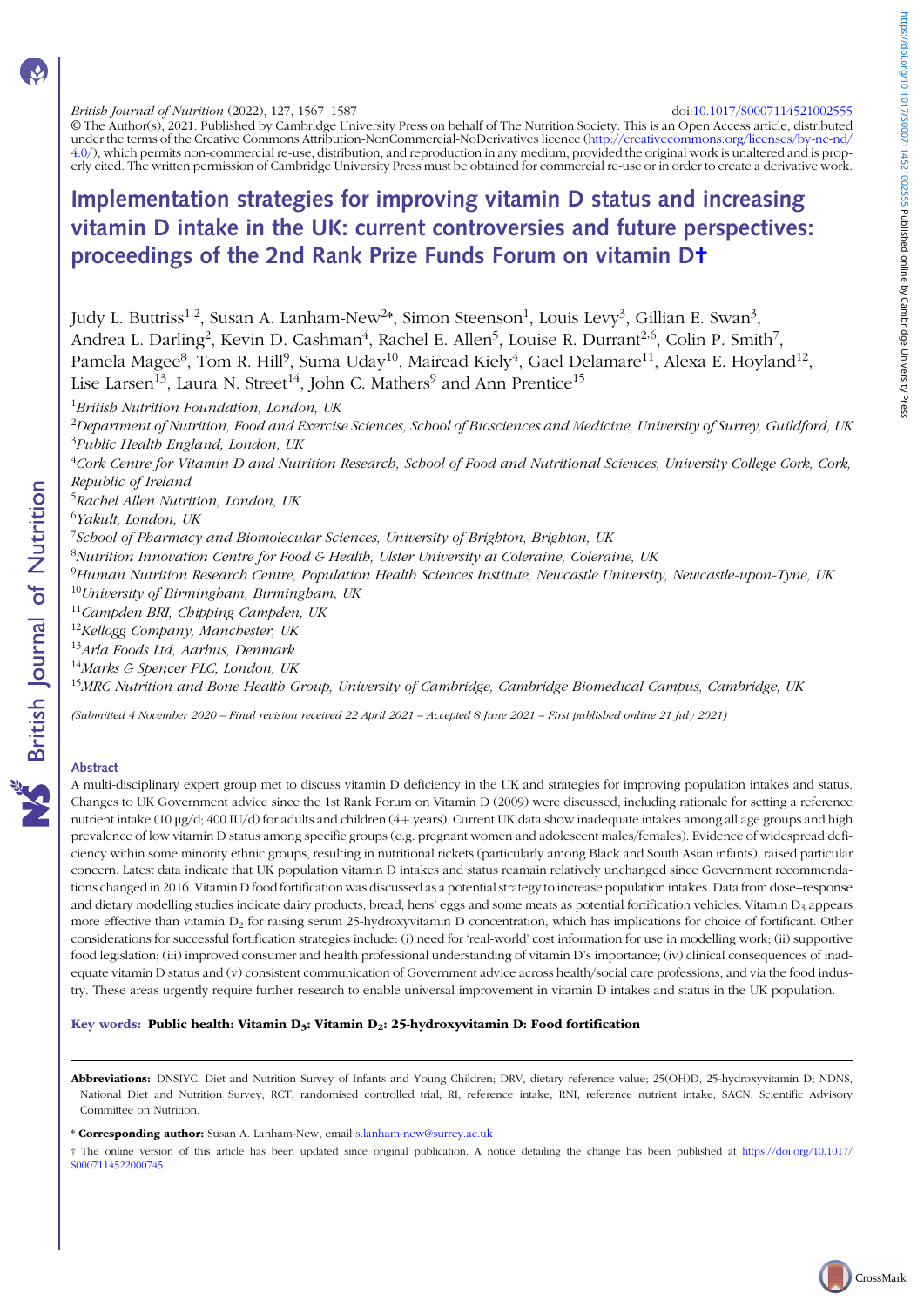doi:10.1017/S0007114521002555

© The Author(s), 2021. Published by Cambridge University Press on behalf of The Nutrition Society. This is an Open Access article, distributed under the terms of the Creative Commons Attribution-NonCommercial-NoDerivatives licence (http://creativecommons.org/licenses/by-nc-nd/4.0/), which permits non-commercial re-use, distribution, and reproduction in any medium, provided the original work is unaltered and is properly cited. The written permission of Cambridge University Press must be obtained for commercial re-use or in order to create a derivative work.

# Implementation strategies for improving vitamin D status and increasing vitamin D intake in the UK: current controversies and future perspectives: proceedings of the 2nd Rank Prize Funds Forum on vitamin D†

Judy L. Buttriss[1,2], Susan A. Lanham-New[2*], Simon Steenson[1], Louis Levy[3], Gillian E. Swan[3], Andrea L. Darling[2], Kevin D. Cashman[4], Rachel E. Allen[5], Louise R. Durrant[2,6], Colin P. Smith[7], Pamela Magee[8], Tom R. Hill[9], Suma Uday[10], Mairead Kiely[4], Gael Delamare[11], Alexa E. Hoyland[12], Lise Larsen[13], Laura N. Street[14], John C. Mathers[9] and Ann Prentice[15]

[1]*British Nutrition Foundation, London, UK*
[2]*Department of Nutrition, Food and Exercise Sciences, School of Biosciences and Medicine, University of Surrey, Guildford, UK*
[3]*Public Health England, London, UK*
[4]*Cork Centre for Vitamin D and Nutrition Research, School of Food and Nutritional Sciences, University College Cork, Cork, Republic of Ireland*
[5]*Rachel Allen Nutrition, London, UK*
[6]*Yakult, London, UK*
[7]*School of Pharmacy and Biomolecular Sciences, University of Brighton, Brighton, UK*
[8]*Nutrition Innovation Centre for Food & Health, Ulster University at Coleraine, Coleraine, UK*
[9]*Human Nutrition Research Centre, Population Health Sciences Institute, Newcastle University, Newcastle-upon-Tyne, UK*
[10]*University of Birmingham, Birmingham, UK*
[11]*Campden BRI, Chipping Campden, UK*
[12]*Kellogg Company, Manchester, UK*
[13]*Arla Foods Ltd, Aarhus, Denmark*
[14]*Marks & Spencer PLC, London, UK*
[15]*MRC Nutrition and Bone Health Group, University of Cambridge, Cambridge Biomedical Campus, Cambridge, UK*

*(Submitted 4 November 2020 – Final revision received 22 April 2021 – Accepted 8 June 2021 – First published online 21 July 2021)*

## Abstract

A multi-disciplinary expert group met to discuss vitamin D deficiency in the UK and strategies for improving population intakes and status. Changes to UK Government advice since the 1st Rank Forum on Vitamin D (2009) were discussed, including rationale for setting a reference nutrient intake (10 µg/d; 400 IU/d) for adults and children (4+ years). Current UK data show inadequate intakes among all age groups and high prevalence of low vitamin D status among specific groups (e.g. pregnant women and adolescent males/females). Evidence of widespread deficiency within some minority ethnic groups, resulting in nutritional rickets (particularly among Black and South Asian infants), raised particular concern. Latest data indicate that UK population vitamin D intakes and status reamain relatively unchanged since Government recommendations changed in 2016. Vitamin D food fortification was discussed as a potential strategy to increase population intakes. Data from dose–response and dietary modelling studies indicate dairy products, bread, hens' eggs and some meats as potential fortification vehicles. Vitamin $D_3$ appears more effective than vitamin $D_2$ for raising serum 25-hydroxyvitamin D concentration, which has implications for choice of fortificant. Other considerations for successful fortification strategies include: (i) need for 'real-world' cost information for use in modelling work; (ii) supportive food legislation; (iii) improved consumer and health professional understanding of vitamin D's importance; (iv) clinical consequences of inadequate vitamin D status and (v) consistent communication of Government advice across health/social care professions, and via the food industry. These areas urgently require further research to enable universal improvement in vitamin D intakes and status in the UK population.

**Key words: Public health: Vitamin $D_3$: Vitamin $D_2$: 25-hydroxyvitamin D: Food fortification**

**Abbreviations:** DNSIYC, Diet and Nutrition Survey of Infants and Young Children; DRV, dietary reference value; 25(OH)D, 25-hydroxyvitamin D; NDNS, National Diet and Nutrition Survey; RCT, randomised controlled trial; RI, reference intake; RNI, reference nutrient intake; SACN, Scientific Advisory Committee on Nutrition.

\* **Corresponding author:** Susan A. Lanham-New, email s.lanham-new@surrey.ac.uk

† The online version of this article has been updated since original publication. A notice detailing the change has been published at https://doi.org/10.1017/S0007114522000745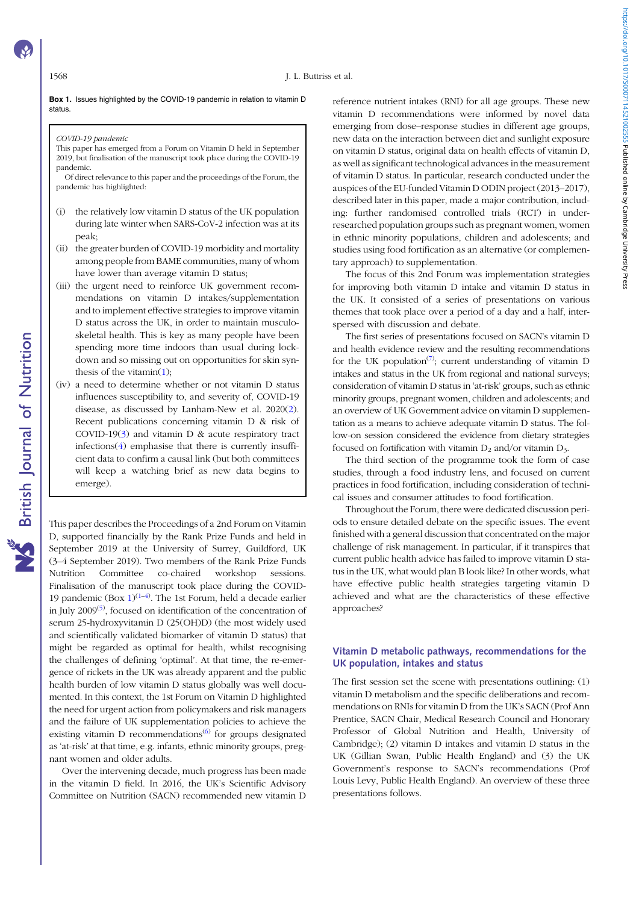**Box 1.** Issues highlighted by the COVID-19 pandemic in relation to vitamin D status.

> *COVID-19 pandemic*
>
> This paper has emerged from a Forum on Vitamin D held in September 2019, but finalisation of the manuscript took place during the COVID-19 pandemic.
>
> Of direct relevance to this paper and the proceedings of the Forum, the pandemic has highlighted:
>
> (i) the relatively low vitamin D status of the UK population during late winter when SARS-CoV-2 infection was at its peak;
>
> (ii) the greater burden of COVID-19 morbidity and mortality among people from BAME communities, many of whom have lower than average vitamin D status;
>
> (iii) the urgent need to reinforce UK government recommendations on vitamin D intakes/supplementation and to implement effective strategies to improve vitamin D status across the UK, in order to maintain musculoskeletal health. This is key as many people have been spending more time indoors than usual during lockdown and so missing out on opportunities for skin synthesis of the vitamin(1);
>
> (iv) a need to determine whether or not vitamin D status influences susceptibility to, and severity of, COVID-19 disease, as discussed by Lanham-New et al. 2020(2). Recent publications concerning vitamin D & risk of COVID-19(3) and vitamin D & acute respiratory tract infections(4) emphasise that there is currently insufficient data to confirm a causal link (but both committees will keep a watching brief as new data begins to emerge).

This paper describes the Proceedings of a 2nd Forum on Vitamin D, supported financially by the Rank Prize Funds and held in September 2019 at the University of Surrey, Guildford, UK (3–4 September 2019). Two members of the Rank Prize Funds Nutrition Committee co-chaired workshop sessions. Finalisation of the manuscript took place during the COVID-19 pandemic (Box 1)[1–4]. The 1st Forum, held a decade earlier in July 2009[5], focused on identification of the concentration of serum 25-hydroxyvitamin D (25(OH)D) (the most widely used and scientifically validated biomarker of vitamin D status) that might be regarded as optimal for health, whilst recognising the challenges of defining 'optimal'. At that time, the re-emergence of rickets in the UK was already apparent and the public health burden of low vitamin D status globally was well documented. In this context, the 1st Forum on Vitamin D highlighted the need for urgent action from policymakers and risk managers and the failure of UK supplementation policies to achieve the existing vitamin D recommendations[6] for groups designated as 'at-risk' at that time, e.g. infants, ethnic minority groups, pregnant women and older adults.

Over the intervening decade, much progress has been made in the vitamin D field. In 2016, the UK's Scientific Advisory Committee on Nutrition (SACN) recommended new vitamin D reference nutrient intakes (RNI) for all age groups. These new vitamin D recommendations were informed by novel data emerging from dose–response studies in different age groups, new data on the interaction between diet and sunlight exposure on vitamin D status, original data on health effects of vitamin D, as well as significant technological advances in the measurement of vitamin D status. In particular, research conducted under the auspices of the EU-funded Vitamin D ODIN project (2013–2017), described later in this paper, made a major contribution, including: further randomised controlled trials (RCT) in under-researched population groups such as pregnant women, women in ethnic minority populations, children and adolescents; and studies using food fortification as an alternative (or complementary approach) to supplementation.

The focus of this 2nd Forum was implementation strategies for improving both vitamin D intake and vitamin D status in the UK. It consisted of a series of presentations on various themes that took place over a period of a day and a half, interspersed with discussion and debate.

The first series of presentations focused on SACN's vitamin D and health evidence review and the resulting recommendations for the UK population[7]; current understanding of vitamin D intakes and status in the UK from regional and national surveys; consideration of vitamin D status in 'at-risk' groups, such as ethnic minority groups, pregnant women, children and adolescents; and an overview of UK Government advice on vitamin D supplementation as a means to achieve adequate vitamin D status. The follow-on session considered the evidence from dietary strategies focused on fortification with vitamin $D_2$ and/or vitamin $D_3$.

The third section of the programme took the form of case studies, through a food industry lens, and focused on current practices in food fortification, including consideration of technical issues and consumer attitudes to food fortification.

Throughout the Forum, there were dedicated discussion periods to ensure detailed debate on the specific issues. The event finished with a general discussion that concentrated on the major challenge of risk management. In particular, if it transpires that current public health advice has failed to improve vitamin D status in the UK, what would plan B look like? In other words, what have effective public health strategies targeting vitamin D achieved and what are the characteristics of these effective approaches?

## Vitamin D metabolic pathways, recommendations for the UK population, intakes and status

The first session set the scene with presentations outlining: (1) vitamin D metabolism and the specific deliberations and recommendations on RNIs for vitamin D from the UK's SACN (Prof Ann Prentice, SACN Chair, Medical Research Council and Honorary Professor of Global Nutrition and Health, University of Cambridge); (2) vitamin D intakes and vitamin D status in the UK (Gillian Swan, Public Health England) and (3) the UK Government's response to SACN's recommendations (Prof Louis Levy, Public Health England). An overview of these three presentations follows.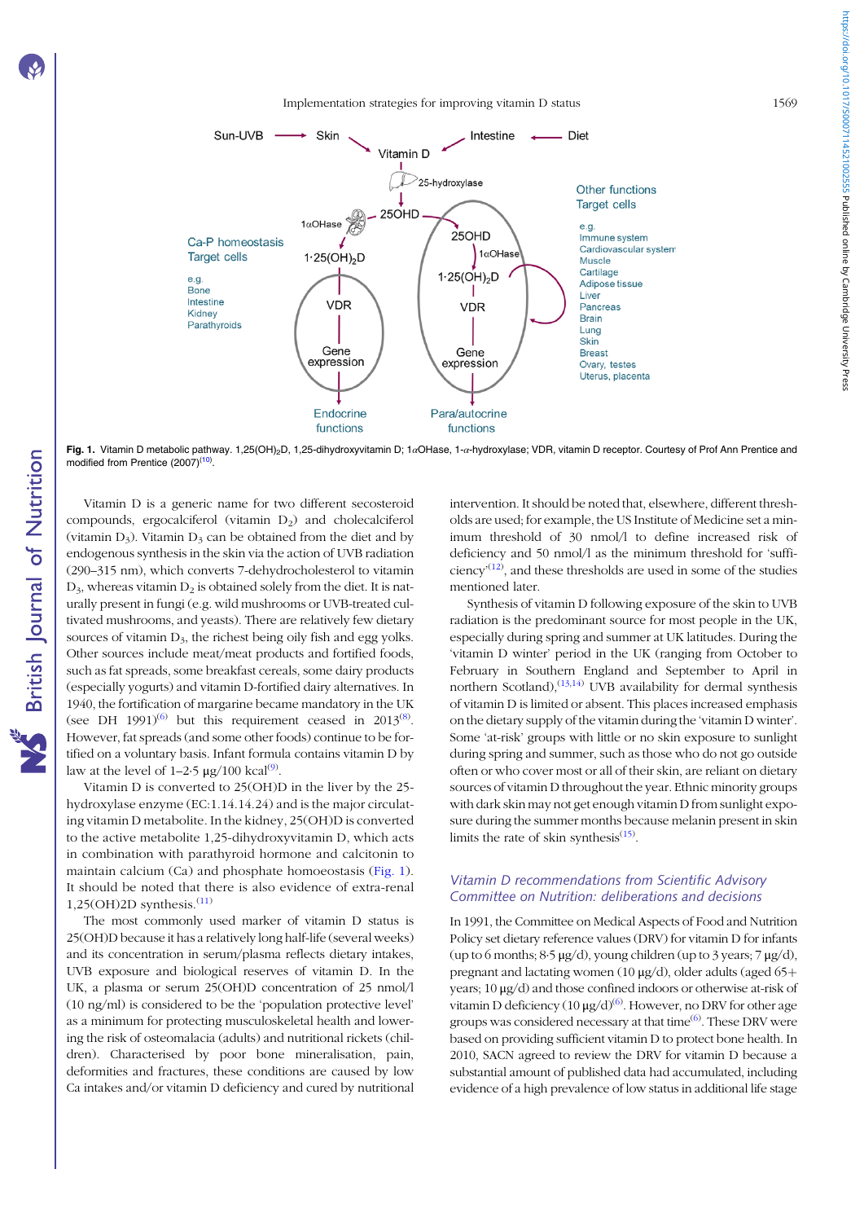Fig. 1. Vitamin D metabolic pathway. 1,25(OH)$_2$D, 1,25-dihydroxyvitamin D; 1αOHase, 1-α-hydroxylase; VDR, vitamin D receptor. Courtesy of Prof Ann Prentice and modified from Prentice (2007)[10].

Vitamin D is a generic name for two different secosteroid compounds, ergocalciferol (vitamin D$_2$) and cholecalciferol (vitamin D$_3$). Vitamin D$_3$ can be obtained from the diet and by endogenous synthesis in the skin via the action of UVB radiation (290–315 nm), which converts 7-dehydrocholesterol to vitamin D$_3$, whereas vitamin D$_2$ is obtained solely from the diet. It is naturally present in fungi (e.g. wild mushrooms or UVB-treated cultivated mushrooms, and yeasts). There are relatively few dietary sources of vitamin D$_3$, the richest being oily fish and egg yolks. Other sources include meat/meat products and fortified foods, such as fat spreads, some breakfast cereals, some dairy products (especially yogurts) and vitamin D-fortified dairy alternatives. In 1940, the fortification of margarine became mandatory in the UK (see DH 1991)[6] but this requirement ceased in 2013[8]. However, fat spreads (and some other foods) continue to be fortified on a voluntary basis. Infant formula contains vitamin D by law at the level of 1–2·5 μg/100 kcal[9].

Vitamin D is converted to 25(OH)D in the liver by the 25-hydroxylase enzyme (EC:1.14.14.24) and is the major circulating vitamin D metabolite. In the kidney, 25(OH)D is converted to the active metabolite 1,25-dihydroxyvitamin D, which acts in combination with parathyroid hormone and calcitonin to maintain calcium (Ca) and phosphate homoeostasis (Fig. 1). It should be noted that there is also evidence of extra-renal 1,25(OH)2D synthesis.[11]

The most commonly used marker of vitamin D status is 25(OH)D because it has a relatively long half-life (several weeks) and its concentration in serum/plasma reflects dietary intakes, UVB exposure and biological reserves of vitamin D. In the UK, a plasma or serum 25(OH)D concentration of 25 nmol/l (10 ng/ml) is considered to be the 'population protective level' as a minimum for protecting musculoskeletal health and lowering the risk of osteomalacia (adults) and nutritional rickets (children). Characterised by poor bone mineralisation, pain, deformities and fractures, these conditions are caused by low Ca intakes and/or vitamin D deficiency and cured by nutritional intervention. It should be noted that, elsewhere, different thresholds are used; for example, the US Institute of Medicine set a minimum threshold of 30 nmol/l to define increased risk of deficiency and 50 nmol/l as the minimum threshold for 'sufficiency'[12], and these thresholds are used in some of the studies mentioned later.

Synthesis of vitamin D following exposure of the skin to UVB radiation is the predominant source for most people in the UK, especially during spring and summer at UK latitudes. During the 'vitamin D winter' period in the UK (ranging from October to February in Southern England and September to April in northern Scotland),[13,14] UVB availability for dermal synthesis of vitamin D is limited or absent. This places increased emphasis on the dietary supply of the vitamin during the 'vitamin D winter'. Some 'at-risk' groups with little or no skin exposure to sunlight during spring and summer, such as those who do not go outside often or who cover most or all of their skin, are reliant on dietary sources of vitamin D throughout the year. Ethnic minority groups with dark skin may not get enough vitamin D from sunlight exposure during the summer months because melanin present in skin limits the rate of skin synthesis[15].

## Vitamin D recommendations from Scientific Advisory Committee on Nutrition: deliberations and decisions

In 1991, the Committee on Medical Aspects of Food and Nutrition Policy set dietary reference values (DRV) for vitamin D for infants (up to 6 months; 8·5 μg/d), young children (up to 3 years; 7 μg/d), pregnant and lactating women (10 μg/d), older adults (aged 65+ years; 10 μg/d) and those confined indoors or otherwise at-risk of vitamin D deficiency (10 μg/d)[6]. However, no DRV for other age groups was considered necessary at that time[6]. These DRV were based on providing sufficient vitamin D to protect bone health. In 2010, SACN agreed to review the DRV for vitamin D because a substantial amount of published data had accumulated, including evidence of a high prevalence of low status in additional life stage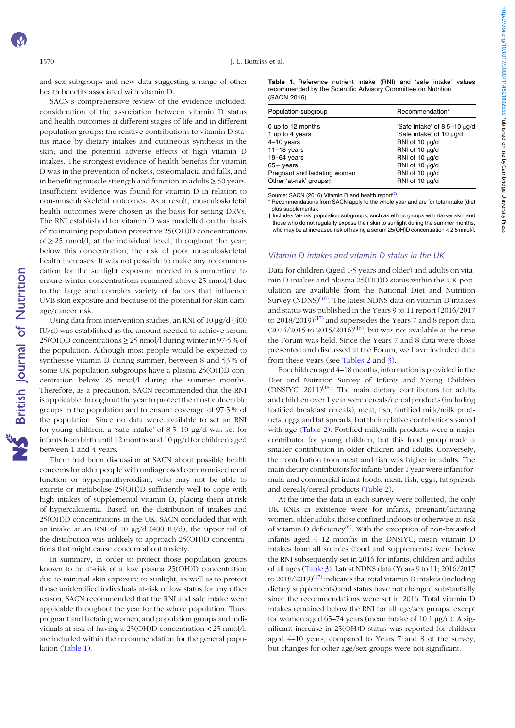and sex subgroups and new data suggesting a range of other health benefits associated with vitamin D.

SACN's comprehensive review of the evidence included: consideration of the association between vitamin D status and health outcomes at different stages of life and in different population groups; the relative contributions to vitamin D status made by dietary intakes and cutaneous synthesis in the skin; and the potential adverse effects of high vitamin D intakes. The strongest evidence of health benefits for vitamin D was in the prevention of rickets, osteomalacia and falls, and in benefiting muscle strength and function in adults ≥ 50 years. Insufficient evidence was found for vitamin D in relation to non-musculoskeletal outcomes. As a result, musculoskeletal health outcomes were chosen as the basis for setting DRVs. The RNI established for vitamin D was modelled on the basis of maintaining population protective 25(OH)D concentrations of ≥ 25 nmol/l, at the individual level, throughout the year; below this concentration, the risk of poor musculoskeletal health increases. It was not possible to make any recommendation for the sunlight exposure needed in summertime to ensure winter concentrations remained above 25 nmol/l due to the large and complex variety of factors that influence UVB skin exposure and because of the potential for skin damage/cancer risk.

Using data from intervention studies, an RNI of 10 μg/d (400 IU/d) was established as the amount needed to achieve serum 25(OH)D concentrations ≥ 25 nmol/l during winter in 97·5 % of the population. Although most people would be expected to synthesise vitamin D during summer, between 8 and 53 % of some UK population subgroups have a plasma 25(OH)D concentration below 25 nmol/l during the summer months. Therefore, as a precaution, SACN recommended that the RNI is applicable throughout the year to protect the most vulnerable groups in the population and to ensure coverage of 97·5 % of the population. Since no data were available to set an RNI for young children, a 'safe intake' of 8·5–10 μg/d was set for infants from birth until 12 months and 10 μg/d for children aged between 1 and 4 years.

There had been discussion at SACN about possible health concerns for older people with undiagnosed compromised renal function or hyperparathyroidism, who may not be able to excrete or metabolise 25(OH)D sufficiently well to cope with high intakes of supplemental vitamin D, placing them at-risk of hypercalcaemia. Based on the distribution of intakes and 25(OH)D concentrations in the UK, SACN concluded that with an intake at an RNI of 10 μg/d (400 IU/d), the upper tail of the distribution was unlikely to approach 25(OH)D concentrations that might cause concern about toxicity.

In summary, in order to protect those population groups known to be at-risk of a low plasma 25(OH)D concentration due to minimal skin exposure to sunlight, as well as to protect those unidentified individuals at-risk of low status for any other reason, SACN recommended that the RNI and safe intake were applicable throughout the year for the whole population. Thus, pregnant and lactating women, and population groups and individuals at-risk of having a 25(OH)D concentration < 25 nmol/l, are included within the recommendation for the general population (Table 1).

**Table 1.** Reference nutrient intake (RNI) and 'safe intake' values recommended by the Scientific Advisory Committee on Nutrition (SACN 2016)

| Population subgroup | Recommendation* |
|---|---|
| 0 up to 12 months | 'Safe intake' of 8·5–10 μg/d |
| 1 up to 4 years | 'Safe intake' of 10 μg/d |
| 4–10 years | RNI of 10 μg/d |
| 11–18 years | RNI of 10 μg/d |
| 19–64 years | RNI of 10 μg/d |
| 65+ years | RNI of 10 μg/d |
| Pregnant and lactating women | RNI of 10 μg/d |
| Other 'at-risk' groups† | RNI of 10 μg/d |

Source: SACN (2016) Vitamin D and health report[7].

\* Recommendations from SACN apply to the whole year and are for total intake (diet plus supplements).

† Includes 'at-risk' population subgroups, such as ethnic groups with darker skin and those who do not regularly expose their skin to sunlight during the summer months, who may be at increased risk of having a serum 25(OH)D concentration < 25 nmol/l.

### Vitamin D intakes and vitamin D status in the UK

Data for children (aged 1·5 years and older) and adults on vitamin D intakes and plasma 25(OH)D status within the UK population are available from the National Diet and Nutrition Survey (NDNS)[16]. The latest NDNS data on vitamin D intakes and status was published in the Years 9 to 11 report (2016/2017 to 2018/2019)[17] and supersedes the Years 7 and 8 report data (2014/2015 to 2015/2016)[16], but was not available at the time the Forum was held. Since the Years 7 and 8 data were those presented and discussed at the Forum, we have included data from these years (see Tables 2 and 3).

For children aged 4–18 months, information is provided in the Diet and Nutrition Survey of Infants and Young Children (DNSIYC, 2011)[18]. The main dietary contributors for adults and children over 1 year were cereals/cereal products (including fortified breakfast cereals), meat, fish, fortified milk/milk products, eggs and fat spreads, but their relative contributions varied with age (Table 2). Fortified milk/milk products were a major contributor for young children, but this food group made a smaller contribution in older children and adults. Conversely, the contribution from meat and fish was higher in adults. The main dietary contributors for infants under 1 year were infant formula and commercial infant foods, meat, fish, eggs, fat spreads and cereals/cereal products (Table 2).

At the time the data in each survey were collected, the only UK RNIs in existence were for infants, pregnant/lactating women, older adults, those confined indoors or otherwise at-risk of vitamin D deficiency[6]. With the exception of non-breastfed infants aged 4–12 months in the DNSIYC, mean vitamin D intakes from all sources (food and supplements) were below the RNI subsequently set in 2016 for infants, children and adults of all ages (Table 3). Latest NDNS data (Years 9 to 11; 2016/2017 to 2018/2019)[17] indicates that total vitamin D intakes (including dietary supplements) and status have not changed substantially since the recommendations were set in 2016. Total vitamin D intakes remained below the RNI for all age/sex groups, except for women aged 65–74 years (mean intake of 10.1 μg/d). A significant increase in 25(OH)D status was reported for children aged 4–10 years, compared to Years 7 and 8 of the survey, but changes for other age/sex groups were not significant.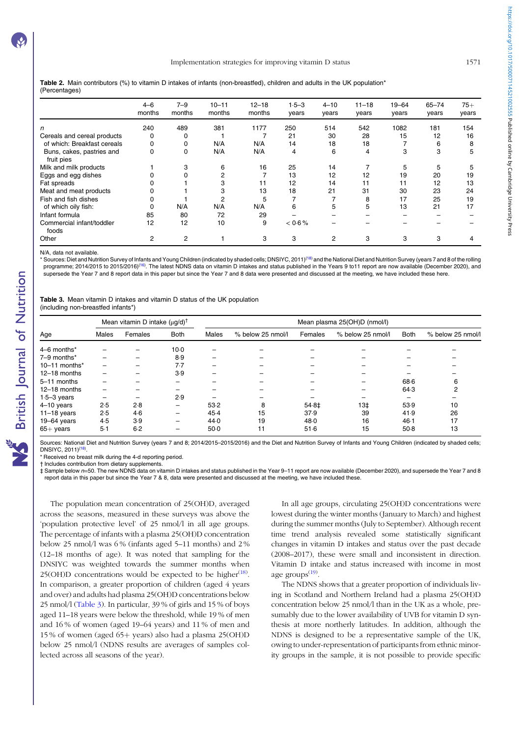**Table 2.** Main contributors (%) to vitamin D intakes of infants (non-breastfed), children and adults in the UK population* (Percentages)

| | 4–6 months | 7–9 months | 10–11 months | 12–18 months | 1·5–3 years | 4–10 years | 11–18 years | 19–64 years | 65–74 years | 75+ years |
|---|---|---|---|---|---|---|---|---|---|---|
| *n* | 240 | 489 | 381 | 1177 | 250 | 514 | 542 | 1082 | 181 | 154 |
| Cereals and cereal products | 0 | 0 | 1 | 7 | 21 | 30 | 28 | 15 | 12 | 16 |
| of which: Breakfast cereals | 0 | 0 | N/A | N/A | 14 | 18 | 18 | 7 | 6 | 8 |
| Buns, cakes, pastries and fruit pies | 0 | 0 | N/A | N/A | 4 | 6 | 4 | 3 | 3 | 5 |
| Milk and milk products | 1 | 3 | 6 | 16 | 25 | 14 | 7 | 5 | 5 | 5 |
| Eggs and egg dishes | 0 | 0 | 2 | 7 | 13 | 12 | 12 | 19 | 20 | 19 |
| Fat spreads | 0 | 1 | 3 | 11 | 12 | 14 | 11 | 11 | 12 | 13 |
| Meat and meat products | 0 | 1 | 3 | 13 | 18 | 21 | 31 | 30 | 23 | 24 |
| Fish and fish dishes | 0 | 1 | 2 | 5 | 7 | 7 | 8 | 17 | 25 | 19 |
| of which oily fish: | 0 | N/A | N/A | N/A | 6 | 5 | 5 | 13 | 21 | 17 |
| Infant formula | 85 | 80 | 72 | 29 | – | – | – | – | – | – |
| Commercial infant/toddler foods | 12 | 12 | 10 | 9 | < 0·6 % | – | – | – | – | – |
| Other | 2 | 2 | 1 | 3 | 3 | 2 | 3 | 3 | 3 | 4 |

N/A, data not available.
* Sources: Diet and Nutrition Survey of Infants and Young Children (indicated by shaded cells; DNSIYC, 2011)[18] and the National Diet and Nutrition Survey (years 7 and 8 of the rolling programme; 2014/2015 to 2015/2016)[16]. The latest NDNS data on vitamin D intakes and status published in the Years 9 to11 report are now available (December 2020), and supersede the Year 7 and 8 report data in this paper but since the Year 7 and 8 data were presented and discussed at the meeting, we have included these here.

**Table 3.** Mean vitamin D intakes and vitamin D status of the UK population (including non-breastfed infants*)

| | Mean vitamin D intake (μg/d)† | | | Mean plasma 25(OH)D (nmol/l) | | | | | |
|---|---|---|---|---|---|---|---|---|---|
| Age | Males | Females | Both | Males | % below 25 nmol/l | Females | % below 25 nmol/l | Both | % below 25 nmol/l |
| 4–6 months* | – | – | 10·0 | – | – | – | – | – | – |
| 7–9 months* | – | – | 8·9 | – | – | – | – | – | – |
| 10–11 months* | – | – | 7·7 | – | – | – | – | – | – |
| 12–18 months | – | – | 3·9 | – | – | – | – | – | – |
| 5–11 months | – | – | – | – | – | – | – | 68·6 | 6 |
| 12–18 months | – | – | – | – | – | – | – | 64·3 | 2 |
| 1·5–3 years | – | – | 2·9 | – | – | – | – | – | – |
| 4–10 years | 2·5 | 2·8 | – | 53·2 | 8 | 54·8‡ | 13‡ | 53·9 | 10 |
| 11–18 years | 2·5 | 4·6 | – | 45·4 | 15 | 37·9 | 39 | 41·9 | 26 |
| 19–64 years | 4·5 | 3·9 | – | 44·0 | 19 | 48·0 | 16 | 46·1 | 17 |
| 65+ years | 5·1 | 6·2 | – | 50·0 | 11 | 51·6 | 15 | 50·8 | 13 |

Sources: National Diet and Nutrition Survey (years 7 and 8; 2014/2015–2015/2016) and the Diet and Nutrition Survey of Infants and Young Children (indicated by shaded cells; DNSIYC, 2011)[18].
* Received no breast milk during the 4-d reporting period.
† Includes contribution from dietary supplements.
‡ Sample below *n*=50. The new NDNS data on vitamin D intakes and status published in the Year 9–11 report are now available (December 2020), and supersede the Year 7 and 8 report data in this paper but since the Year 7 & 8, data were presented and discussed at the meeting, we have included these.

The population mean concentration of 25(OH)D, averaged across the seasons, measured in these surveys was above the 'population protective level' of 25 nmol/l in all age groups. The percentage of infants with a plasma 25(OH)D concentration below 25 nmol/l was 6 % (infants aged 5–11 months) and 2 % (12–18 months of age). It was noted that sampling for the DNSIYC was weighted towards the summer months when 25(OH)D concentrations would be expected to be higher[18]. In comparison, a greater proportion of children (aged 4 years and over) and adults had plasma 25(OH)D concentrations below 25 nmol/l (Table 3). In particular, 39 % of girls and 15 % of boys aged 11–18 years were below the threshold, while 19 % of men and 16 % of women (aged 19–64 years) and 11 % of men and 15 % of women (aged 65+ years) also had a plasma 25(OH)D below 25 nmol/l (NDNS results are averages of samples collected across all seasons of the year).

In all age groups, circulating 25(OH)D concentrations were lowest during the winter months (January to March) and highest during the summer months (July to September). Although recent time trend analysis revealed some statistically significant changes in vitamin D intakes and status over the past decade (2008–2017), these were small and inconsistent in direction. Vitamin D intake and status increased with income in most age groups[19].

The NDNS shows that a greater proportion of individuals living in Scotland and Northern Ireland had a plasma 25(OH)D concentration below 25 nmol/l than in the UK as a whole, presumably due to the lower availability of UVB for vitamin D synthesis at more northerly latitudes. In addition, although the NDNS is designed to be a representative sample of the UK, owing to under-representation of participants from ethnic minority groups in the sample, it is not possible to provide specific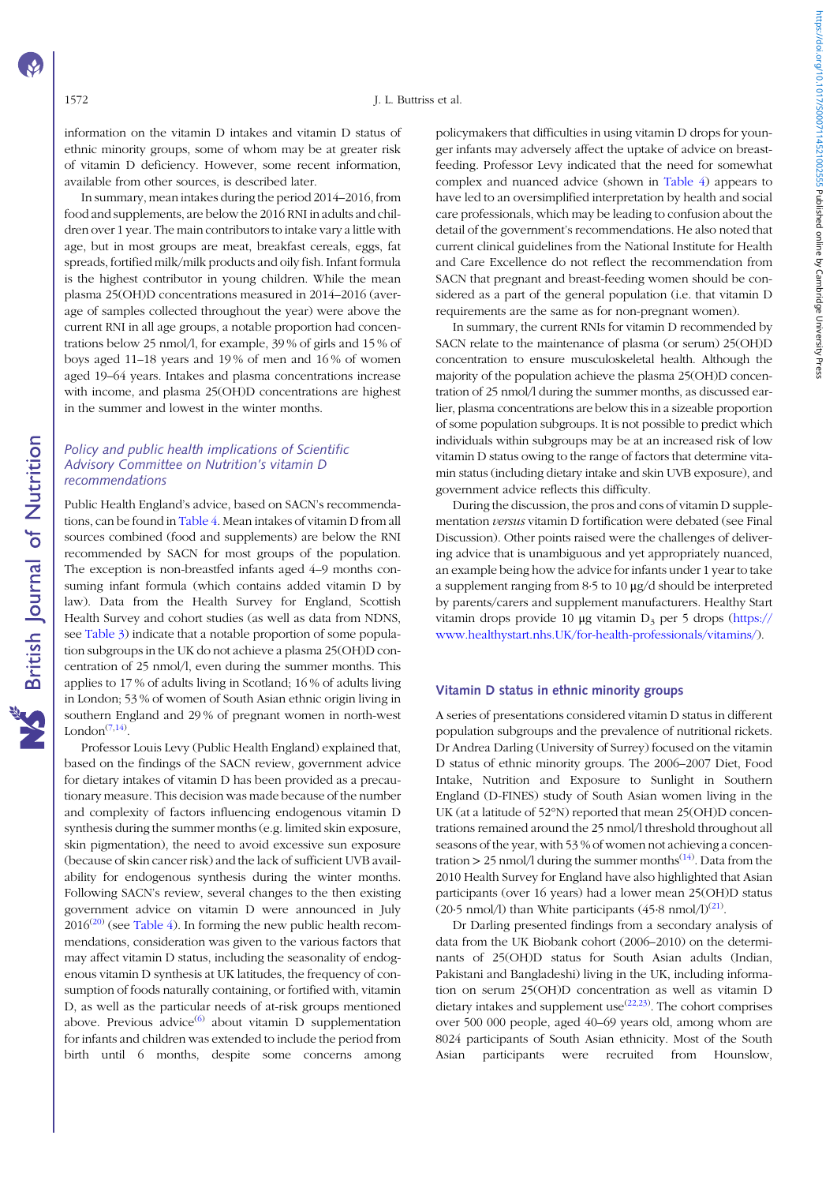information on the vitamin D intakes and vitamin D status of ethnic minority groups, some of whom may be at greater risk of vitamin D deficiency. However, some recent information, available from other sources, is described later.

In summary, mean intakes during the period 2014–2016, from food and supplements, are below the 2016 RNI in adults and children over 1 year. The main contributors to intake vary a little with age, but in most groups are meat, breakfast cereals, eggs, fat spreads, fortified milk/milk products and oily fish. Infant formula is the highest contributor in young children. While the mean plasma 25(OH)D concentrations measured in 2014–2016 (average of samples collected throughout the year) were above the current RNI in all age groups, a notable proportion had concentrations below 25 nmol/l, for example, 39 % of girls and 15 % of boys aged 11–18 years and 19 % of men and 16 % of women aged 19–64 years. Intakes and plasma concentrations increase with income, and plasma 25(OH)D concentrations are highest in the summer and lowest in the winter months.

## *Policy and public health implications of Scientific Advisory Committee on Nutrition's vitamin D recommendations*

Public Health England's advice, based on SACN's recommendations, can be found in Table 4. Mean intakes of vitamin D from all sources combined (food and supplements) are below the RNI recommended by SACN for most groups of the population. The exception is non-breastfed infants aged 4–9 months consuming infant formula (which contains added vitamin D by law). Data from the Health Survey for England, Scottish Health Survey and cohort studies (as well as data from NDNS, see Table 3) indicate that a notable proportion of some population subgroups in the UK do not achieve a plasma 25(OH)D concentration of 25 nmol/l, even during the summer months. This applies to 17 % of adults living in Scotland; 16 % of adults living in London; 53 % of women of South Asian ethnic origin living in southern England and 29 % of pregnant women in north-west London[7,14].

Professor Louis Levy (Public Health England) explained that, based on the findings of the SACN review, government advice for dietary intakes of vitamin D has been provided as a precautionary measure. This decision was made because of the number and complexity of factors influencing endogenous vitamin D synthesis during the summer months (e.g. limited skin exposure, skin pigmentation), the need to avoid excessive sun exposure (because of skin cancer risk) and the lack of sufficient UVB availability for endogenous synthesis during the winter months. Following SACN's review, several changes to the then existing government advice on vitamin D were announced in July 2016[20] (see Table 4). In forming the new public health recommendations, consideration was given to the various factors that may affect vitamin D status, including the seasonality of endogenous vitamin D synthesis at UK latitudes, the frequency of consumption of foods naturally containing, or fortified with, vitamin D, as well as the particular needs of at-risk groups mentioned above. Previous advice[6] about vitamin D supplementation for infants and children was extended to include the period from birth until 6 months, despite some concerns among policymakers that difficulties in using vitamin D drops for younger infants may adversely affect the uptake of advice on breastfeeding. Professor Levy indicated that the need for somewhat complex and nuanced advice (shown in Table 4) appears to have led to an oversimplified interpretation by health and social care professionals, which may be leading to confusion about the detail of the government's recommendations. He also noted that current clinical guidelines from the National Institute for Health and Care Excellence do not reflect the recommendation from SACN that pregnant and breast-feeding women should be considered as a part of the general population (i.e. that vitamin D requirements are the same as for non-pregnant women).

In summary, the current RNIs for vitamin D recommended by SACN relate to the maintenance of plasma (or serum) 25(OH)D concentration to ensure musculoskeletal health. Although the majority of the population achieve the plasma 25(OH)D concentration of 25 nmol/l during the summer months, as discussed earlier, plasma concentrations are below this in a sizeable proportion of some population subgroups. It is not possible to predict which individuals within subgroups may be at an increased risk of low vitamin D status owing to the range of factors that determine vitamin status (including dietary intake and skin UVB exposure), and government advice reflects this difficulty.

During the discussion, the pros and cons of vitamin D supplementation *versus* vitamin D fortification were debated (see Final Discussion). Other points raised were the challenges of delivering advice that is unambiguous and yet appropriately nuanced, an example being how the advice for infants under 1 year to take a supplement ranging from 8·5 to 10 µg/d should be interpreted by parents/carers and supplement manufacturers. Healthy Start vitamin drops provide 10 µg vitamin $D_3$ per 5 drops (https://www.healthystart.nhs.UK/for-health-professionals/vitamins/).

## Vitamin D status in ethnic minority groups

A series of presentations considered vitamin D status in different population subgroups and the prevalence of nutritional rickets. Dr Andrea Darling (University of Surrey) focused on the vitamin D status of ethnic minority groups. The 2006–2007 Diet, Food Intake, Nutrition and Exposure to Sunlight in Southern England (D-FINES) study of South Asian women living in the UK (at a latitude of 52°N) reported that mean 25(OH)D concentrations remained around the 25 nmol/l threshold throughout all seasons of the year, with 53 % of women not achieving a concentration > 25 nmol/l during the summer months[14]. Data from the 2010 Health Survey for England have also highlighted that Asian participants (over 16 years) had a lower mean 25(OH)D status (20·5 nmol/l) than White participants (45·8 nmol/l)[21].

Dr Darling presented findings from a secondary analysis of data from the UK Biobank cohort (2006–2010) on the determinants of 25(OH)D status for South Asian adults (Indian, Pakistani and Bangladeshi) living in the UK, including information on serum 25(OH)D concentration as well as vitamin D dietary intakes and supplement use[22,23]. The cohort comprises over 500 000 people, aged 40–69 years old, among whom are 8024 participants of South Asian ethnicity. Most of the South Asian participants were recruited from Hounslow,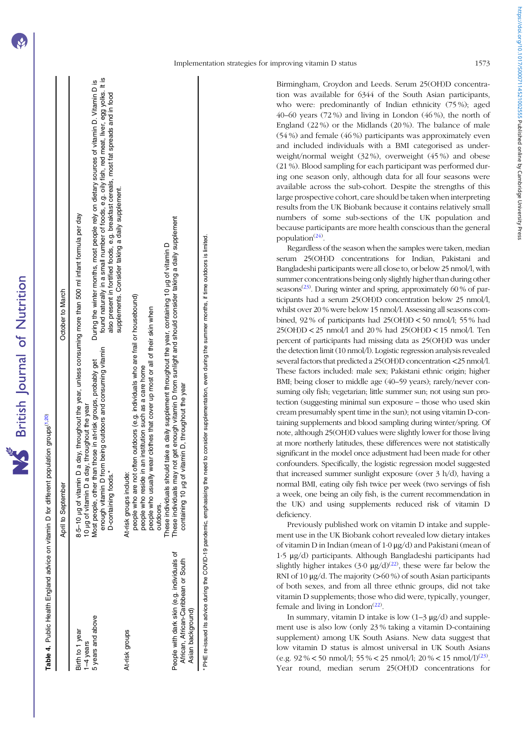**Table 4.** Public Health England advice on vitamin D for different population groups[1,20]

| | April to September | October to March |
|---|---|---|
| Birth to 1 year | 8·5–10 μg of vitamin D a day, throughout the year, unless consuming more than 500 ml infant formula per day | |
| 1–4 years | 10 μg of vitamin D a day, throughout the year | |
| 5 years and above | Most people, other than those in at-risk groups, probably get enough vitamin D from being outdoors and consuming vitamin D-containing foods.* | During the winter months, most people rely on dietary sources of vitamin D. Vitamin D is found naturally in a small number of foods, e.g. oily fish, red meat, liver, egg yolks. It is also present in fortified foods, e.g. breakfast cereals, most fat spreads and in food supplements. Consider taking a daily supplement. |
| At-risk groups | At-risk groups include: people who are not often outdoors (e.g. individuals who are frail or housebound) people who reside in an institution such as a care home people who usually wear clothes that cover up most or all of their skin when outdoors. These individuals should take a daily supplement throughout the year, containing 10 μg of vitamin D | |
| People with dark skin (e.g. individuals of African, African-Caribbean or South Asian background) | These individuals may not get enough vitamin D from sunlight and should consider taking a daily supplement containing 10 μg of vitamin D, throughout the year | |

\* PHE re-issued its advice during the COVID-19 pandemic, emphasising the need to consider supplementation, even during the summer months, if time outdoors is limited.

Birmingham, Croydon and Leeds. Serum 25(OH)D concentration was available for 6344 of the South Asian participants, who were: predominantly of Indian ethnicity (75 %); aged 40–60 years (72 %) and living in London (46 %), the north of England (22 %) or the Midlands (20 %). The balance of male (54 %) and female (46 %) participants was approximately even and included individuals with a BMI categorised as underweight/normal weight (32 %), overweight (45 %) and obese (21 %). Blood sampling for each participant was performed during one season only, although data for all four seasons were available across the sub-cohort. Despite the strengths of this large prospective cohort, care should be taken when interpreting results from the UK Biobank because it contains relatively small numbers of some sub-sections of the UK population and because participants are more health conscious than the general population[24].

Regardless of the season when the samples were taken, median serum 25(OH)D concentrations for Indian, Pakistani and Bangladeshi participants were all close to, or below 25 nmol/l, with summer concentrations being only slightly higher than during other seasons[23]. During winter and spring, approximately 60 % of participants had a serum 25(OH)D concentration below 25 nmol/l, whilst over 20 % were below 15 nmol/l. Assessing all seasons combined, 92 % of participants had 25(OH)D < 50 nmol/l; 55 % had 25(OH)D < 25 nmol/l and 20 % had 25(OH)D < 15 nmol/l. Ten percent of participants had missing data as 25(OH)D was under the detection limit (10 nmol/l). Logistic regression analysis revealed several factors that predicted a 25(OH)D concentration <25 nmol/l. These factors included: male sex; Pakistani ethnic origin; higher BMI; being closer to middle age (40–59 years); rarely/never consuming oily fish; vegetarian; little summer sun; not using sun protection (suggesting minimal sun exposure – those who used skin cream presumably spent time in the sun); not using vitamin D-containing supplements and blood sampling during winter/spring. Of note, although 25(OH)D values were slightly lower for those living at more northerly latitudes, these differences were not statistically significant in the model once adjustment had been made for other confounders. Specifically, the logistic regression model suggested that increased summer sunlight exposure (over 3 h/d), having a normal BMI, eating oily fish twice per week (two servings of fish a week, one being an oily fish, is the current recommendation in the UK) and using supplements reduced risk of vitamin D deficiency.

Previously published work on vitamin D intake and supplement use in the UK Biobank cohort revealed low dietary intakes of vitamin D in Indian (mean of 1·0 μg/d) and Pakistani (mean of 1·5 μg/d) participants. Although Bangladeshi participants had slightly higher intakes (3·0 μg/d)[22], these were far below the RNI of 10 μg/d. The majority (>60 %) of south Asian participants of both sexes, and from all three ethnic groups, did not take vitamin D supplements; those who did were, typically, younger, female and living in London[22].

In summary, vitamin D intake is low (1–3 μg/d) and supplement use is also low (only 23 % taking a vitamin D-containing supplement) among UK South Asians. New data suggest that low vitamin D status is almost universal in UK South Asians (e.g. 92 % < 50 nmol/l; 55 % < 25 nmol/l; 20 % < 15 nmol/l)[23]. Year round, median serum 25(OH)D concentrations for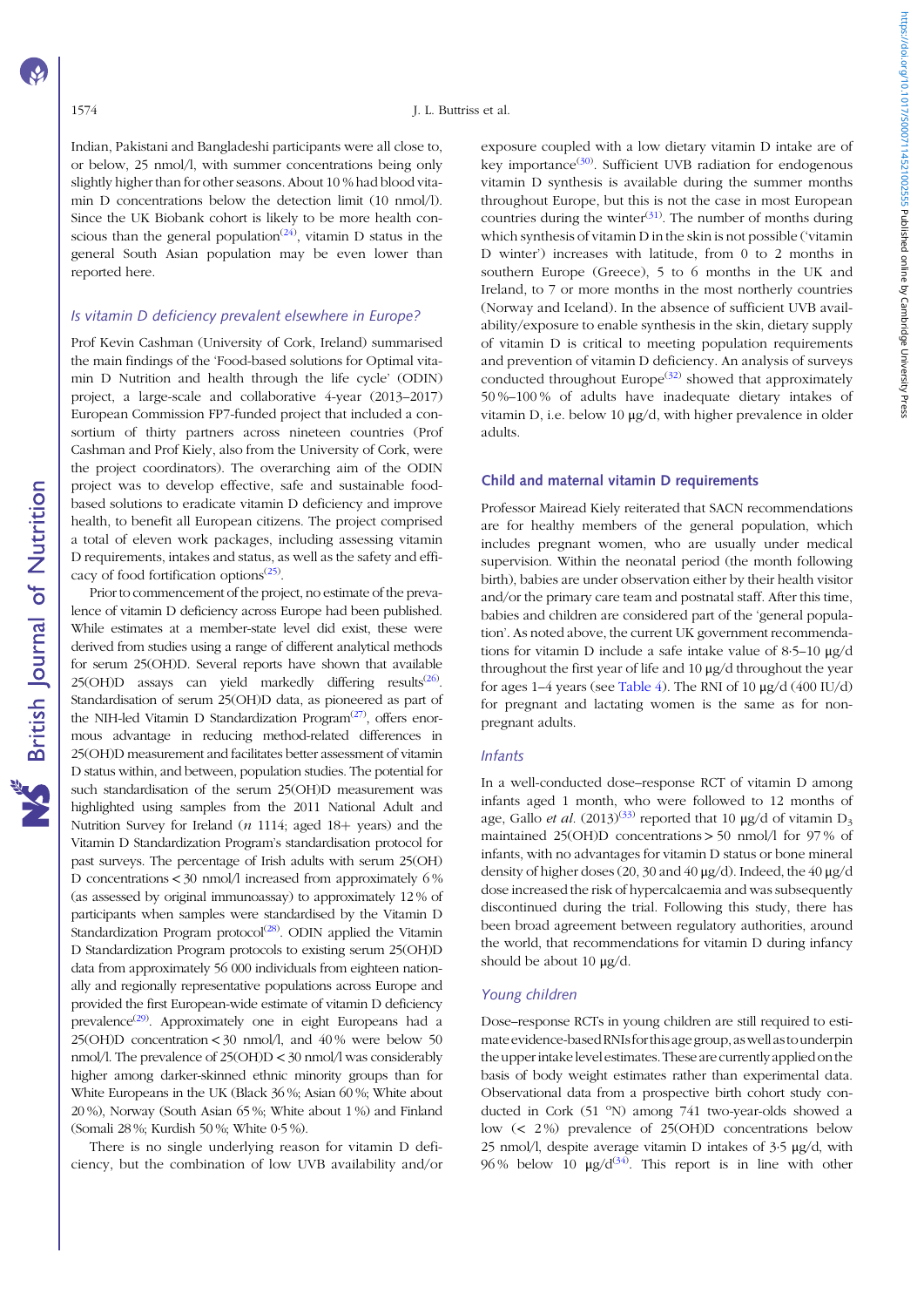Indian, Pakistani and Bangladeshi participants were all close to, or below, 25 nmol/l, with summer concentrations being only slightly higher than for other seasons. About 10 % had blood vitamin D concentrations below the detection limit (10 nmol/l). Since the UK Biobank cohort is likely to be more health conscious than the general population[24], vitamin D status in the general South Asian population may be even lower than reported here.

### *Is vitamin D deficiency prevalent elsewhere in Europe?*

Prof Kevin Cashman (University of Cork, Ireland) summarised the main findings of the 'Food-based solutions for Optimal vitamin D Nutrition and health through the life cycle' (ODIN) project, a large-scale and collaborative 4-year (2013–2017) European Commission FP7-funded project that included a consortium of thirty partners across nineteen countries (Prof Cashman and Prof Kiely, also from the University of Cork, were the project coordinators). The overarching aim of the ODIN project was to develop effective, safe and sustainable food-based solutions to eradicate vitamin D deficiency and improve health, to benefit all European citizens. The project comprised a total of eleven work packages, including assessing vitamin D requirements, intakes and status, as well as the safety and efficacy of food fortification options[25].

Prior to commencement of the project, no estimate of the prevalence of vitamin D deficiency across Europe had been published. While estimates at a member-state level did exist, these were derived from studies using a range of different analytical methods for serum 25(OH)D. Several reports have shown that available 25(OH)D assays can yield markedly differing results[26]. Standardisation of serum 25(OH)D data, as pioneered as part of the NIH-led Vitamin D Standardization Program[27], offers enormous advantage in reducing method-related differences in 25(OH)D measurement and facilitates better assessment of vitamin D status within, and between, population studies. The potential for such standardisation of the serum 25(OH)D measurement was highlighted using samples from the 2011 National Adult and Nutrition Survey for Ireland (*n* 1114; aged 18+ years) and the Vitamin D Standardization Program's standardisation protocol for past surveys. The percentage of Irish adults with serum 25(OH)D concentrations < 30 nmol/l increased from approximately 6 % (as assessed by original immunoassay) to approximately 12 % of participants when samples were standardised by the Vitamin D Standardization Program protocol[28]. ODIN applied the Vitamin D Standardization Program protocols to existing serum 25(OH)D data from approximately 56 000 individuals from eighteen nationally and regionally representative populations across Europe and provided the first European-wide estimate of vitamin D deficiency prevalence[29]. Approximately one in eight Europeans had a 25(OH)D concentration < 30 nmol/l, and 40 % were below 50 nmol/l. The prevalence of 25(OH)D < 30 nmol/l was considerably higher among darker-skinned ethnic minority groups than for White Europeans in the UK (Black 36 %; Asian 60 %; White about 20 %), Norway (South Asian 65 %; White about 1 %) and Finland (Somali 28 %; Kurdish 50 %; White 0·5 %).

There is no single underlying reason for vitamin D deficiency, but the combination of low UVB availability and/or exposure coupled with a low dietary vitamin D intake are of key importance[30]. Sufficient UVB radiation for endogenous vitamin D synthesis is available during the summer months throughout Europe, but this is not the case in most European countries during the winter[31]. The number of months during which synthesis of vitamin D in the skin is not possible ('vitamin D winter') increases with latitude, from 0 to 2 months in southern Europe (Greece), 5 to 6 months in the UK and Ireland, to 7 or more months in the most northerly countries (Norway and Iceland). In the absence of sufficient UVB availability/exposure to enable synthesis in the skin, dietary supply of vitamin D is critical to meeting population requirements and prevention of vitamin D deficiency. An analysis of surveys conducted throughout Europe[32] showed that approximately 50 %–100 % of adults have inadequate dietary intakes of vitamin D, i.e. below 10 μg/d, with higher prevalence in older adults.

## Child and maternal vitamin D requirements

Professor Mairead Kiely reiterated that SACN recommendations are for healthy members of the general population, which includes pregnant women, who are usually under medical supervision. Within the neonatal period (the month following birth), babies are under observation either by their health visitor and/or the primary care team and postnatal staff. After this time, babies and children are considered part of the 'general population'. As noted above, the current UK government recommendations for vitamin D include a safe intake value of 8·5–10 μg/d throughout the first year of life and 10 μg/d throughout the year for ages 1–4 years (see Table 4). The RNI of 10 μg/d (400 IU/d) for pregnant and lactating women is the same as for non-pregnant adults.

### *Infants*

In a well-conducted dose–response RCT of vitamin D among infants aged 1 month, who were followed to 12 months of age, Gallo *et al.* (2013)[33] reported that 10 μg/d of vitamin $D_3$ maintained 25(OH)D concentrations > 50 nmol/l for 97 % of infants, with no advantages for vitamin D status or bone mineral density of higher doses (20, 30 and 40 μg/d). Indeed, the 40 μg/d dose increased the risk of hypercalcaemia and was subsequently discontinued during the trial. Following this study, there has been broad agreement between regulatory authorities, around the world, that recommendations for vitamin D during infancy should be about 10 μg/d.

### *Young children*

Dose–response RCTs in young children are still required to estimate evidence-based RNIs for this age group, as well as to underpin the upper intake level estimates. These are currently applied on the basis of body weight estimates rather than experimental data. Observational data from a prospective birth cohort study conducted in Cork (51 °N) among 741 two-year-olds showed a low (< 2 %) prevalence of 25(OH)D concentrations below 25 nmol/l, despite average vitamin D intakes of 3·5 μg/d, with 96 % below 10 μg/d[34]. This report is in line with other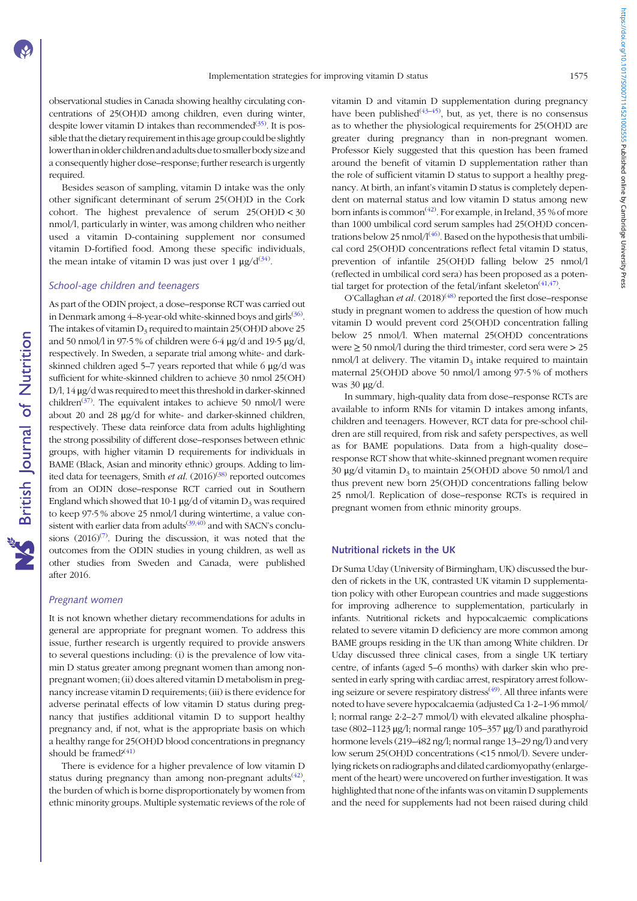observational studies in Canada showing healthy circulating concentrations of 25(OH)D among children, even during winter, despite lower vitamin D intakes than recommended[35]. It is possible that the dietary requirement in this age group could be slightly lower than in older children and adults due to smaller body size and a consequently higher dose–response; further research is urgently required.

Besides season of sampling, vitamin D intake was the only other significant determinant of serum 25(OH)D in the Cork cohort. The highest prevalence of serum 25(OH)D < 30 nmol/l, particularly in winter, was among children who neither used a vitamin D-containing supplement nor consumed vitamin D-fortified food. Among these specific individuals, the mean intake of vitamin D was just over 1 μg/d[34].

### *School-age children and teenagers*

As part of the ODIN project, a dose–response RCT was carried out in Denmark among 4–8-year-old white-skinned boys and girls[36]. The intakes of vitamin $D_3$ required to maintain 25(OH)D above 25 and 50 nmol/l in 97·5 % of children were 6·4 μg/d and 19·5 μg/d, respectively. In Sweden, a separate trial among white- and dark-skinned children aged 5–7 years reported that while 6 μg/d was sufficient for white-skinned children to achieve 30 nmol 25(OH) D/l, 14 μg/d was required to meet this threshold in darker-skinned children[37]. The equivalent intakes to achieve 50 nmol/l were about 20 and 28 μg/d for white- and darker-skinned children, respectively. These data reinforce data from adults highlighting the strong possibility of different dose–responses between ethnic groups, with higher vitamin D requirements for individuals in BAME (Black, Asian and minority ethnic) groups. Adding to limited data for teenagers, Smith *et al.* (2016)[38] reported outcomes from an ODIN dose–response RCT carried out in Southern England which showed that 10·1 μg/d of vitamin $D_3$ was required to keep 97·5 % above 25 nmol/l during wintertime, a value consistent with earlier data from adults[39,40] and with SACN's conclusions (2016)[7]. During the discussion, it was noted that the outcomes from the ODIN studies in young children, as well as other studies from Sweden and Canada, were published after 2016.

### *Pregnant women*

It is not known whether dietary recommendations for adults in general are appropriate for pregnant women. To address this issue, further research is urgently required to provide answers to several questions including: (i) is the prevalence of low vitamin D status greater among pregnant women than among non-pregnant women; (ii) does altered vitamin D metabolism in pregnancy increase vitamin D requirements; (iii) is there evidence for adverse perinatal effects of low vitamin D status during pregnancy that justifies additional vitamin D to support healthy pregnancy and, if not, what is the appropriate basis on which a healthy range for 25(OH)D blood concentrations in pregnancy should be framed?[41]

There is evidence for a higher prevalence of low vitamin D status during pregnancy than among non-pregnant adults[42], the burden of which is borne disproportionately by women from ethnic minority groups. Multiple systematic reviews of the role of vitamin D and vitamin D supplementation during pregnancy have been published[43–45], but, as yet, there is no consensus as to whether the physiological requirements for 25(OH)D are greater during pregnancy than in non-pregnant women. Professor Kiely suggested that this question has been framed around the benefit of vitamin D supplementation rather than the role of sufficient vitamin D status to support a healthy pregnancy. At birth, an infant's vitamin D status is completely dependent on maternal status and low vitamin D status among new born infants is common[42]. For example, in Ireland, 35 % of more than 1000 umbilical cord serum samples had 25(OH)D concentrations below 25 nmol/l[46]. Based on the hypothesis that umbilical cord 25(OH)D concentrations reflect fetal vitamin D status, prevention of infantile 25(OH)D falling below 25 nmol/l (reflected in umbilical cord sera) has been proposed as a potential target for protection of the fetal/infant skeleton[41,47].

O'Callaghan *et al.* (2018)[48] reported the first dose–response study in pregnant women to address the question of how much vitamin D would prevent cord 25(OH)D concentration falling below 25 nmol/l. When maternal 25(OH)D concentrations were ≥ 50 nmol/l during the third trimester, cord sera were > 25 nmol/l at delivery. The vitamin $D_3$ intake required to maintain maternal 25(OH)D above 50 nmol/l among 97·5 % of mothers was 30 μg/d.

In summary, high-quality data from dose–response RCTs are available to inform RNIs for vitamin D intakes among infants, children and teenagers. However, RCT data for pre-school children are still required, from risk and safety perspectives, as well as for BAME populations. Data from a high-quality dose–response RCT show that white-skinned pregnant women require 30 μg/d vitamin $D_3$ to maintain 25(OH)D above 50 nmol/l and thus prevent new born 25(OH)D concentrations falling below 25 nmol/l. Replication of dose–response RCTs is required in pregnant women from ethnic minority groups.

## Nutritional rickets in the UK

Dr Suma Uday (University of Birmingham, UK) discussed the burden of rickets in the UK, contrasted UK vitamin D supplementation policy with other European countries and made suggestions for improving adherence to supplementation, particularly in infants. Nutritional rickets and hypocalcaemic complications related to severe vitamin D deficiency are more common among BAME groups residing in the UK than among White children. Dr Uday discussed three clinical cases, from a single UK tertiary centre, of infants (aged 5–6 months) with darker skin who presented in early spring with cardiac arrest, respiratory arrest following seizure or severe respiratory distress[49]. All three infants were noted to have severe hypocalcaemia (adjusted Ca 1·2–1·96 mmol/l; normal range 2·2–2·7 mmol/l) with elevated alkaline phosphatase (802–1123 μg/l; normal range 105–357 μg/l) and parathyroid hormone levels (219–482 ng/l; normal range 13–29 ng/l) and very low serum 25(OH)D concentrations (<15 nmol/l). Severe underlying rickets on radiographs and dilated cardiomyopathy (enlargement of the heart) were uncovered on further investigation. It was highlighted that none of the infants was on vitamin D supplements and the need for supplements had not been raised during child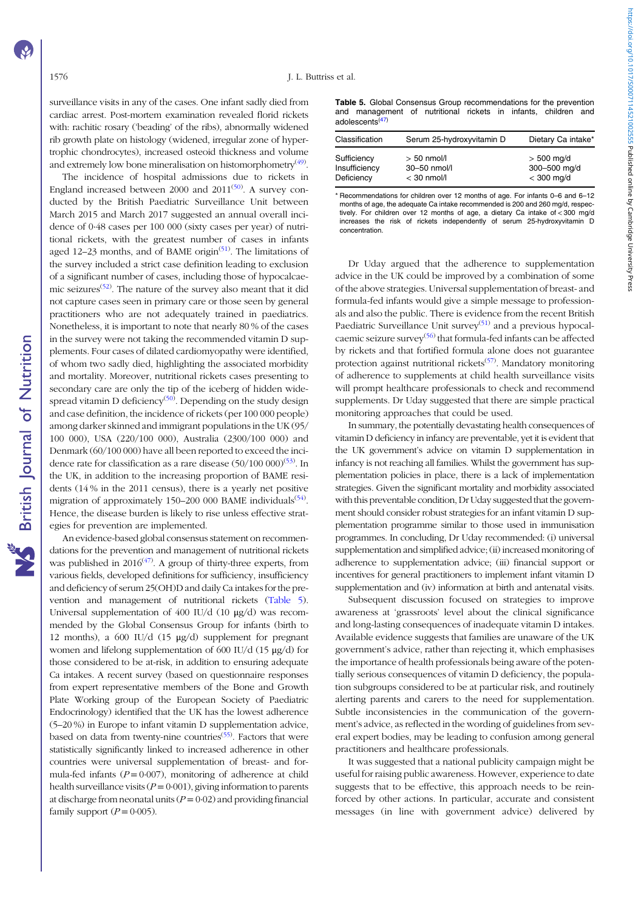surveillance visits in any of the cases. One infant sadly died from cardiac arrest. Post-mortem examination revealed florid rickets with: rachitic rosary ('beading' of the ribs), abnormally widened rib growth plate on histology (widened, irregular zone of hypertrophic chondrocytes), increased osteoid thickness and volume and extremely low bone mineralisation on histomorphometry[49].

The incidence of hospital admissions due to rickets in England increased between 2000 and 2011[50]. A survey conducted by the British Paediatric Surveillance Unit between March 2015 and March 2017 suggested an annual overall incidence of 0·48 cases per 100 000 (sixty cases per year) of nutritional rickets, with the greatest number of cases in infants aged 12–23 months, and of BAME origin[51]. The limitations of the survey included a strict case definition leading to exclusion of a significant number of cases, including those of hypocalcaemic seizures[52]. The nature of the survey also meant that it did not capture cases seen in primary care or those seen by general practitioners who are not adequately trained in paediatrics. Nonetheless, it is important to note that nearly 80 % of the cases in the survey were not taking the recommended vitamin D supplements. Four cases of dilated cardiomyopathy were identified, of whom two sadly died, highlighting the associated morbidity and mortality. Moreover, nutritional rickets cases presenting to secondary care are only the tip of the iceberg of hidden widespread vitamin D deficiency[50]. Depending on the study design and case definition, the incidence of rickets (per 100 000 people) among darker skinned and immigrant populations in the UK (95/100 000), USA (220/100 000), Australia (2300/100 000) and Denmark (60/100 000) have all been reported to exceed the incidence rate for classification as a rare disease (50/100 000)[53]. In the UK, in addition to the increasing proportion of BAME residents (14 % in the 2011 census), there is a yearly net positive migration of approximately 150–200 000 BAME individuals[54]. Hence, the disease burden is likely to rise unless effective strategies for prevention are implemented.

An evidence-based global consensus statement on recommendations for the prevention and management of nutritional rickets was published in 2016[47]. A group of thirty-three experts, from various fields, developed definitions for sufficiency, insufficiency and deficiency of serum 25(OH)D and daily Ca intakes for the prevention and management of nutritional rickets (Table 5). Universal supplementation of 400 IU/d (10 μg/d) was recommended by the Global Consensus Group for infants (birth to 12 months), a 600 IU/d (15 μg/d) supplement for pregnant women and lifelong supplementation of 600 IU/d (15 μg/d) for those considered to be at-risk, in addition to ensuring adequate Ca intakes. A recent survey (based on questionnaire responses from expert representative members of the Bone and Growth Plate Working group of the European Society of Paediatric Endocrinology) identified that the UK has the lowest adherence (5–20 %) in Europe to infant vitamin D supplementation advice, based on data from twenty-nine countries[55]. Factors that were statistically significantly linked to increased adherence in other countries were universal supplementation of breast- and formula-fed infants ($P = 0·007$), monitoring of adherence at child health surveillance visits ($P = 0·001$), giving information to parents at discharge from neonatal units ($P = 0·02$) and providing financial family support ($P = 0·005$).

**Table 5.** Global Consensus Group recommendations for the prevention and management of nutritional rickets in infants, children and adolescents[47]

| Classification | Serum 25-hydroxyvitamin D | Dietary Ca intake* |
|---|---|---|
| Sufficiency | > 50 nmol/l | > 500 mg/d |
| Insufficiency | 30–50 nmol/l | 300–500 mg/d |
| Deficiency | < 30 nmol/l | < 300 mg/d |

\* Recommendations for children over 12 months of age. For infants 0–6 and 6–12 months of age, the adequate Ca intake recommended is 200 and 260 mg/d, respectively. For children over 12 months of age, a dietary Ca intake of < 300 mg/d increases the risk of rickets independently of serum 25-hydroxyvitamin D concentration.

Dr Uday argued that the adherence to supplementation advice in the UK could be improved by a combination of some of the above strategies. Universal supplementation of breast- and formula-fed infants would give a simple message to professionals and also the public. There is evidence from the recent British Paediatric Surveillance Unit survey[51] and a previous hypocalcaemic seizure survey[56] that formula-fed infants can be affected by rickets and that fortified formula alone does not guarantee protection against nutritional rickets[57]. Mandatory monitoring of adherence to supplements at child health surveillance visits will prompt healthcare professionals to check and recommend supplements. Dr Uday suggested that there are simple practical monitoring approaches that could be used.

In summary, the potentially devastating health consequences of vitamin D deficiency in infancy are preventable, yet it is evident that the UK government's advice on vitamin D supplementation in infancy is not reaching all families. Whilst the government has supplementation policies in place, there is a lack of implementation strategies. Given the significant mortality and morbidity associated with this preventable condition, Dr Uday suggested that the government should consider robust strategies for an infant vitamin D supplementation programme similar to those used in immunisation programmes. In concluding, Dr Uday recommended: (i) universal supplementation and simplified advice; (ii) increased monitoring of adherence to supplementation advice; (iii) financial support or incentives for general practitioners to implement infant vitamin D supplementation and (iv) information at birth and antenatal visits.

Subsequent discussion focused on strategies to improve awareness at 'grassroots' level about the clinical significance and long-lasting consequences of inadequate vitamin D intakes. Available evidence suggests that families are unaware of the UK government's advice, rather than rejecting it, which emphasises the importance of health professionals being aware of the potentially serious consequences of vitamin D deficiency, the population subgroups considered to be at particular risk, and routinely alerting parents and carers to the need for supplementation. Subtle inconsistencies in the communication of the government's advice, as reflected in the wording of guidelines from several expert bodies, may be leading to confusion among general practitioners and healthcare professionals.

It was suggested that a national publicity campaign might be useful for raising public awareness. However, experience to date suggests that to be effective, this approach needs to be reinforced by other actions. In particular, accurate and consistent messages (in line with government advice) delivered by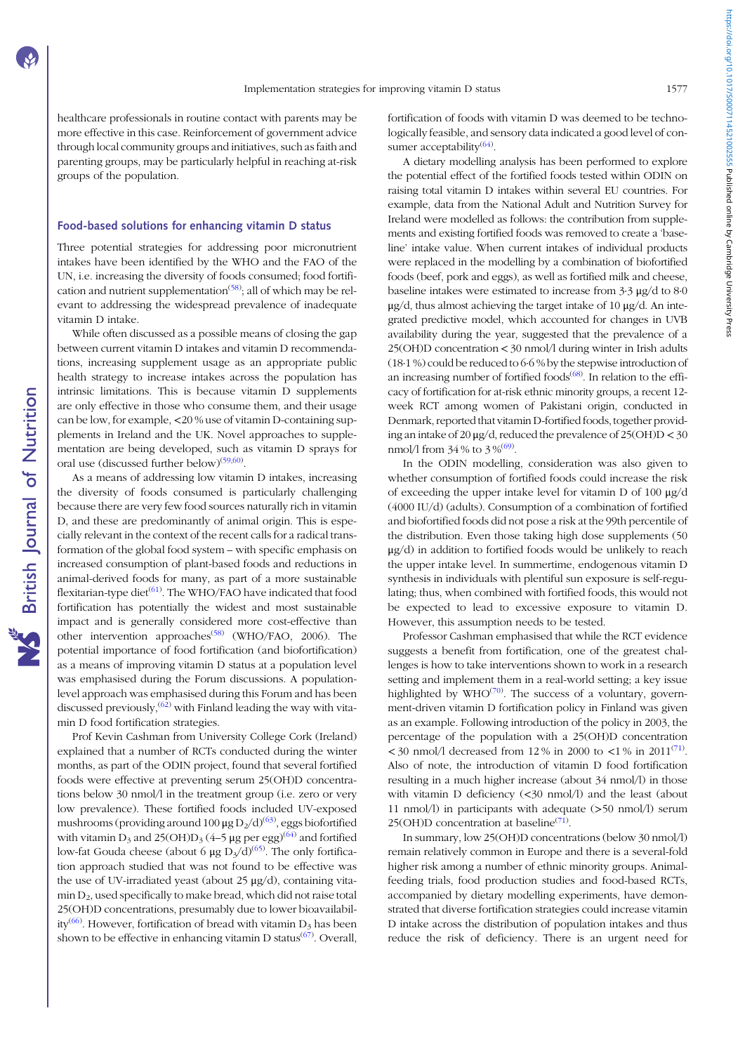healthcare professionals in routine contact with parents may be more effective in this case. Reinforcement of government advice through local community groups and initiatives, such as faith and parenting groups, may be particularly helpful in reaching at-risk groups of the population.

### Food-based solutions for enhancing vitamin D status

Three potential strategies for addressing poor micronutrient intakes have been identified by the WHO and the FAO of the UN, i.e. increasing the diversity of foods consumed; food fortification and nutrient supplementation[58]; all of which may be relevant to addressing the widespread prevalence of inadequate vitamin D intake.

While often discussed as a possible means of closing the gap between current vitamin D intakes and vitamin D recommendations, increasing supplement usage as an appropriate public health strategy to increase intakes across the population has intrinsic limitations. This is because vitamin D supplements are only effective in those who consume them, and their usage can be low, for example, <20 % use of vitamin D-containing supplements in Ireland and the UK. Novel approaches to supplementation are being developed, such as vitamin D sprays for oral use (discussed further below)[59,60].

As a means of addressing low vitamin D intakes, increasing the diversity of foods consumed is particularly challenging because there are very few food sources naturally rich in vitamin D, and these are predominantly of animal origin. This is especially relevant in the context of the recent calls for a radical transformation of the global food system – with specific emphasis on increased consumption of plant-based foods and reductions in animal-derived foods for many, as part of a more sustainable flexitarian-type diet[61]. The WHO/FAO have indicated that food fortification has potentially the widest and most sustainable impact and is generally considered more cost-effective than other intervention approaches[58] (WHO/FAO, 2006). The potential importance of food fortification (and biofortification) as a means of improving vitamin D status at a population level was emphasised during the Forum discussions. A population-level approach was emphasised during this Forum and has been discussed previously,[62] with Finland leading the way with vitamin D food fortification strategies.

Prof Kevin Cashman from University College Cork (Ireland) explained that a number of RCTs conducted during the winter months, as part of the ODIN project, found that several fortified foods were effective at preventing serum 25(OH)D concentrations below 30 nmol/l in the treatment group (i.e. zero or very low prevalence). These fortified foods included UV-exposed mushrooms (providing around 100 μg $D_2$/d)[63], eggs biofortified with vitamin $D_3$ and 25(OH)$D_3$ (4–5 μg per egg)[64] and fortified low-fat Gouda cheese (about 6 μg $D_3$/d)[65]. The only fortification approach studied that was not found to be effective was the use of UV-irradiated yeast (about 25 μg/d), containing vitamin $D_2$, used specifically to make bread, which did not raise total 25(OH)D concentrations, presumably due to lower bioavailability[66]. However, fortification of bread with vitamin $D_3$ has been shown to be effective in enhancing vitamin D status[67]. Overall, fortification of foods with vitamin D was deemed to be technologically feasible, and sensory data indicated a good level of consumer acceptability[64].

A dietary modelling analysis has been performed to explore the potential effect of the fortified foods tested within ODIN on raising total vitamin D intakes within several EU countries. For example, data from the National Adult and Nutrition Survey for Ireland were modelled as follows: the contribution from supplements and existing fortified foods was removed to create a 'baseline' intake value. When current intakes of individual products were replaced in the modelling by a combination of biofortified foods (beef, pork and eggs), as well as fortified milk and cheese, baseline intakes were estimated to increase from 3·3 μg/d to 8·0 μg/d, thus almost achieving the target intake of 10 μg/d. An integrated predictive model, which accounted for changes in UVB availability during the year, suggested that the prevalence of a 25(OH)D concentration < 30 nmol/l during winter in Irish adults (18·1 %) could be reduced to 6·6 % by the stepwise introduction of an increasing number of fortified foods[68]. In relation to the efficacy of fortification for at-risk ethnic minority groups, a recent 12-week RCT among women of Pakistani origin, conducted in Denmark, reported that vitamin D-fortified foods, together providing an intake of 20 μg/d, reduced the prevalence of 25(OH)D < 30 nmol/l from 34 % to 3 %[69].

In the ODIN modelling, consideration was also given to whether consumption of fortified foods could increase the risk of exceeding the upper intake level for vitamin D of 100 μg/d (4000 IU/d) (adults). Consumption of a combination of fortified and biofortified foods did not pose a risk at the 99th percentile of the distribution. Even those taking high dose supplements (50 μg/d) in addition to fortified foods would be unlikely to reach the upper intake level. In summertime, endogenous vitamin D synthesis in individuals with plentiful sun exposure is self-regulating; thus, when combined with fortified foods, this would not be expected to lead to excessive exposure to vitamin D. However, this assumption needs to be tested.

Professor Cashman emphasised that while the RCT evidence suggests a benefit from fortification, one of the greatest challenges is how to take interventions shown to work in a research setting and implement them in a real-world setting; a key issue highlighted by WHO[70]. The success of a voluntary, government-driven vitamin D fortification policy in Finland was given as an example. Following introduction of the policy in 2003, the percentage of the population with a 25(OH)D concentration < 30 nmol/l decreased from 12 % in 2000 to <1 % in 2011[71]. Also of note, the introduction of vitamin D food fortification resulting in a much higher increase (about 34 nmol/l) in those with vitamin D deficiency (<30 nmol/l) and the least (about 11 nmol/l) in participants with adequate (>50 nmol/l) serum 25(OH)D concentration at baseline[71].

In summary, low 25(OH)D concentrations (below 30 nmol/l) remain relatively common in Europe and there is a several-fold higher risk among a number of ethnic minority groups. Animal-feeding trials, food production studies and food-based RCTs, accompanied by dietary modelling experiments, have demonstrated that diverse fortification strategies could increase vitamin D intake across the distribution of population intakes and thus reduce the risk of deficiency. There is an urgent need for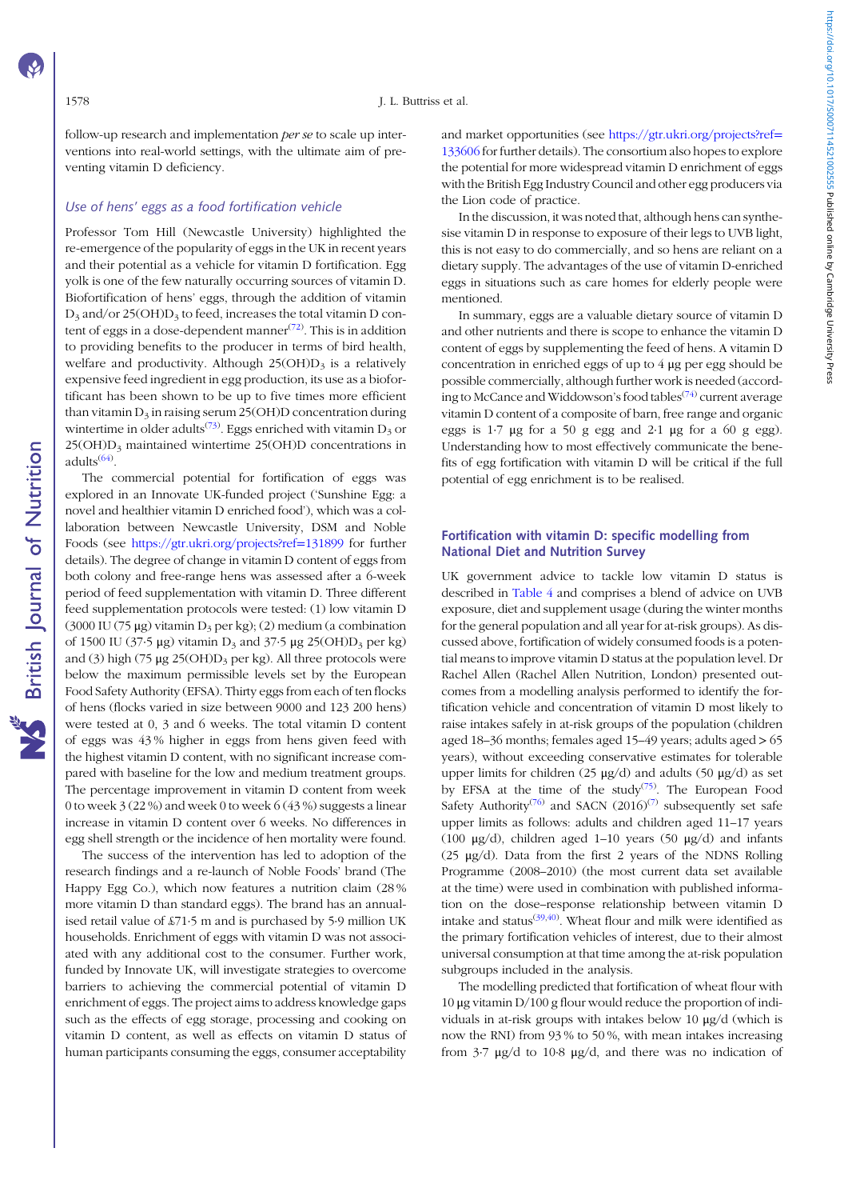follow-up research and implementation *per se* to scale up interventions into real-world settings, with the ultimate aim of preventing vitamin D deficiency.

### *Use of hens' eggs as a food fortification vehicle*

Professor Tom Hill (Newcastle University) highlighted the re-emergence of the popularity of eggs in the UK in recent years and their potential as a vehicle for vitamin D fortification. Egg yolk is one of the few naturally occurring sources of vitamin D. Biofortification of hens' eggs, through the addition of vitamin $D_3$ and/or $25(OH)D_3$ to feed, increases the total vitamin D content of eggs in a dose-dependent manner[72]. This is in addition to providing benefits to the producer in terms of bird health, welfare and productivity. Although $25(OH)D_3$ is a relatively expensive feed ingredient in egg production, its use as a biofortificant has been shown to be up to five times more efficient than vitamin $D_3$ in raising serum 25(OH)D concentration during wintertime in older adults[73]. Eggs enriched with vitamin $D_3$ or $25(OH)D_3$ maintained wintertime 25(OH)D concentrations in adults[64].

The commercial potential for fortification of eggs was explored in an Innovate UK-funded project ('Sunshine Egg: a novel and healthier vitamin D enriched food'), which was a collaboration between Newcastle University, DSM and Noble Foods (see https://gtr.ukri.org/projects?ref=131899 for further details). The degree of change in vitamin D content of eggs from both colony and free-range hens was assessed after a 6-week period of feed supplementation with vitamin D. Three different feed supplementation protocols were tested: (1) low vitamin D (3000 IU (75 µg) vitamin $D_3$ per kg); (2) medium (a combination of 1500 IU (37·5 µg) vitamin $D_3$ and 37·5 µg $25(OH)D_3$ per kg) and (3) high (75 µg $25(OH)D_3$ per kg). All three protocols were below the maximum permissible levels set by the European Food Safety Authority (EFSA). Thirty eggs from each of ten flocks of hens (flocks varied in size between 9000 and 123 200 hens) were tested at 0, 3 and 6 weeks. The total vitamin D content of eggs was 43 % higher in eggs from hens given feed with the highest vitamin D content, with no significant increase compared with baseline for the low and medium treatment groups. The percentage improvement in vitamin D content from week 0 to week 3 (22 %) and week 0 to week 6 (43 %) suggests a linear increase in vitamin D content over 6 weeks. No differences in egg shell strength or the incidence of hen mortality were found.

The success of the intervention has led to adoption of the research findings and a re-launch of Noble Foods' brand (The Happy Egg Co.), which now features a nutrition claim (28 % more vitamin D than standard eggs). The brand has an annualised retail value of £71·5 m and is purchased by 5·9 million UK households. Enrichment of eggs with vitamin D was not associated with any additional cost to the consumer. Further work, funded by Innovate UK, will investigate strategies to overcome barriers to achieving the commercial potential of vitamin D enrichment of eggs. The project aims to address knowledge gaps such as the effects of egg storage, processing and cooking on vitamin D content, as well as effects on vitamin D status of human participants consuming the eggs, consumer acceptability and market opportunities (see https://gtr.ukri.org/projects?ref=133606 for further details). The consortium also hopes to explore the potential for more widespread vitamin D enrichment of eggs with the British Egg Industry Council and other egg producers via the Lion code of practice.

In the discussion, it was noted that, although hens can synthesise vitamin D in response to exposure of their legs to UVB light, this is not easy to do commercially, and so hens are reliant on a dietary supply. The advantages of the use of vitamin D-enriched eggs in situations such as care homes for elderly people were mentioned.

In summary, eggs are a valuable dietary source of vitamin D and other nutrients and there is scope to enhance the vitamin D content of eggs by supplementing the feed of hens. A vitamin D concentration in enriched eggs of up to 4 µg per egg should be possible commercially, although further work is needed (according to McCance and Widdowson's food tables[74] current average vitamin D content of a composite of barn, free range and organic eggs is 1·7 µg for a 50 g egg and 2·1 µg for a 60 g egg). Understanding how to most effectively communicate the benefits of egg fortification with vitamin D will be critical if the full potential of egg enrichment is to be realised.

## Fortification with vitamin D: specific modelling from National Diet and Nutrition Survey

UK government advice to tackle low vitamin D status is described in Table 4 and comprises a blend of advice on UVB exposure, diet and supplement usage (during the winter months for the general population and all year for at-risk groups). As discussed above, fortification of widely consumed foods is a potential means to improve vitamin D status at the population level. Dr Rachel Allen (Rachel Allen Nutrition, London) presented outcomes from a modelling analysis performed to identify the fortification vehicle and concentration of vitamin D most likely to raise intakes safely in at-risk groups of the population (children aged 18–36 months; females aged 15–49 years; adults aged > 65 years), without exceeding conservative estimates for tolerable upper limits for children (25 µg/d) and adults (50 µg/d) as set by EFSA at the time of the study[75]. The European Food Safety Authority[76] and SACN (2016)[7] subsequently set safe upper limits as follows: adults and children aged 11–17 years (100 µg/d), children aged 1–10 years (50 µg/d) and infants (25 µg/d). Data from the first 2 years of the NDNS Rolling Programme (2008–2010) (the most current data set available at the time) were used in combination with published information on the dose–response relationship between vitamin D intake and status[39,40]. Wheat flour and milk were identified as the primary fortification vehicles of interest, due to their almost universal consumption at that time among the at-risk population subgroups included in the analysis.

The modelling predicted that fortification of wheat flour with 10 µg vitamin D/100 g flour would reduce the proportion of individuals in at-risk groups with intakes below 10 µg/d (which is now the RNI) from 93 % to 50 %, with mean intakes increasing from 3·7 µg/d to 10·8 µg/d, and there was no indication of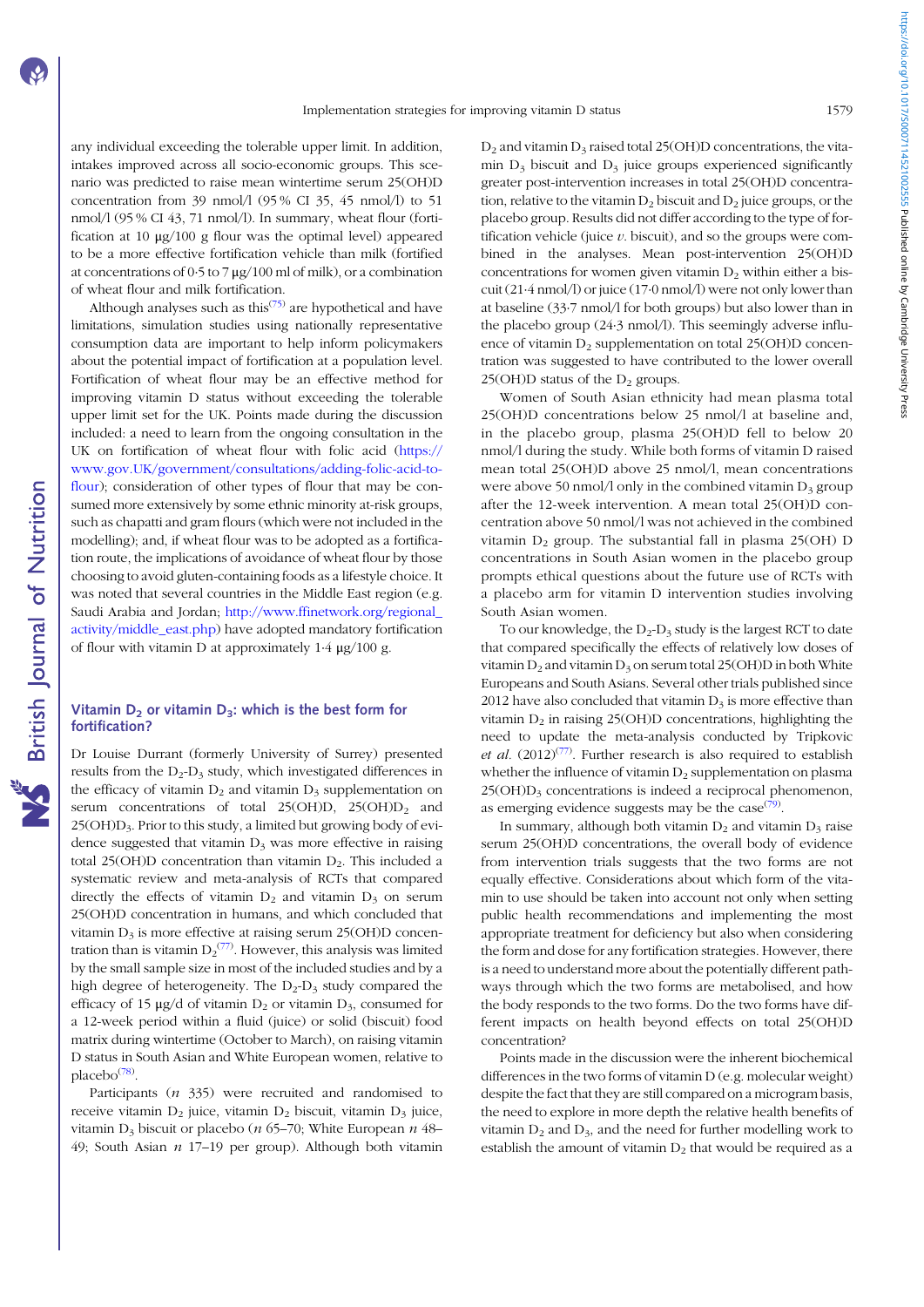any individual exceeding the tolerable upper limit. In addition, intakes improved across all socio-economic groups. This scenario was predicted to raise mean wintertime serum 25(OH)D concentration from 39 nmol/l (95 % CI 35, 45 nmol/l) to 51 nmol/l (95 % CI 43, 71 nmol/l). In summary, wheat flour (fortification at 10 μg/100 g flour was the optimal level) appeared to be a more effective fortification vehicle than milk (fortified at concentrations of 0·5 to 7 μg/100 ml of milk), or a combination of wheat flour and milk fortification.

Although analyses such as this[75] are hypothetical and have limitations, simulation studies using nationally representative consumption data are important to help inform policymakers about the potential impact of fortification at a population level. Fortification of wheat flour may be an effective method for improving vitamin D status without exceeding the tolerable upper limit set for the UK. Points made during the discussion included: a need to learn from the ongoing consultation in the UK on fortification of wheat flour with folic acid (https://www.gov.UK/government/consultations/adding-folic-acid-to-flour); consideration of other types of flour that may be consumed more extensively by some ethnic minority at-risk groups, such as chapatti and gram flours (which were not included in the modelling); and, if wheat flour was to be adopted as a fortification route, the implications of avoidance of wheat flour by those choosing to avoid gluten-containing foods as a lifestyle choice. It was noted that several countries in the Middle East region (e.g. Saudi Arabia and Jordan; http://www.ffinetwork.org/regional_activity/middle_east.php) have adopted mandatory fortification of flour with vitamin D at approximately 1·4 μg/100 g.

## Vitamin $D_2$ or vitamin $D_3$: which is the best form for fortification?

Dr Louise Durrant (formerly University of Surrey) presented results from the $D_2$-$D_3$ study, which investigated differences in the efficacy of vitamin $D_2$ and vitamin $D_3$ supplementation on serum concentrations of total 25(OH)D, 25(OH)$D_2$ and 25(OH)$D_3$. Prior to this study, a limited but growing body of evidence suggested that vitamin $D_3$ was more effective in raising total 25(OH)D concentration than vitamin $D_2$. This included a systematic review and meta-analysis of RCTs that compared directly the effects of vitamin $D_2$ and vitamin $D_3$ on serum 25(OH)D concentration in humans, and which concluded that vitamin $D_3$ is more effective at raising serum 25(OH)D concentration than is vitamin $D_2$[77]. However, this analysis was limited by the small sample size in most of the included studies and by a high degree of heterogeneity. The $D_2$-$D_3$ study compared the efficacy of 15 μg/d of vitamin $D_2$ or vitamin $D_3$, consumed for a 12-week period within a fluid (juice) or solid (biscuit) food matrix during wintertime (October to March), on raising vitamin D status in South Asian and White European women, relative to placebo[78].

Participants (*n* 335) were recruited and randomised to receive vitamin $D_2$ juice, vitamin $D_2$ biscuit, vitamin $D_3$ juice, vitamin $D_3$ biscuit or placebo (*n* 65–70; White European *n* 48–49; South Asian *n* 17–19 per group). Although both vitamin $D_2$ and vitamin $D_3$ raised total 25(OH)D concentrations, the vitamin $D_3$ biscuit and $D_3$ juice groups experienced significantly greater post-intervention increases in total 25(OH)D concentration, relative to the vitamin $D_2$ biscuit and $D_2$ juice groups, or the placebo group. Results did not differ according to the type of fortification vehicle (juice *v.* biscuit), and so the groups were combined in the analyses. Mean post-intervention 25(OH)D concentrations for women given vitamin $D_2$ within either a biscuit (21·4 nmol/l) or juice (17·0 nmol/l) were not only lower than at baseline (33·7 nmol/l for both groups) but also lower than in the placebo group (24·3 nmol/l). This seemingly adverse influence of vitamin $D_2$ supplementation on total 25(OH)D concentration was suggested to have contributed to the lower overall 25(OH)D status of the $D_2$ groups.

Women of South Asian ethnicity had mean plasma total 25(OH)D concentrations below 25 nmol/l at baseline and, in the placebo group, plasma 25(OH)D fell to below 20 nmol/l during the study. While both forms of vitamin D raised mean total 25(OH)D above 25 nmol/l, mean concentrations were above 50 nmol/l only in the combined vitamin $D_3$ group after the 12-week intervention. A mean total 25(OH)D concentration above 50 nmol/l was not achieved in the combined vitamin $D_2$ group. The substantial fall in plasma 25(OH) D concentrations in South Asian women in the placebo group prompts ethical questions about the future use of RCTs with a placebo arm for vitamin D intervention studies involving South Asian women.

To our knowledge, the $D_2$-$D_3$ study is the largest RCT to date that compared specifically the effects of relatively low doses of vitamin $D_2$ and vitamin $D_3$ on serum total 25(OH)D in both White Europeans and South Asians. Several other trials published since 2012 have also concluded that vitamin $D_3$ is more effective than vitamin $D_2$ in raising 25(OH)D concentrations, highlighting the need to update the meta-analysis conducted by Tripkovic *et al.* (2012)[77]. Further research is also required to establish whether the influence of vitamin $D_2$ supplementation on plasma 25(OH)$D_3$ concentrations is indeed a reciprocal phenomenon, as emerging evidence suggests may be the case[79].

In summary, although both vitamin $D_2$ and vitamin $D_3$ raise serum 25(OH)D concentrations, the overall body of evidence from intervention trials suggests that the two forms are not equally effective. Considerations about which form of the vitamin to use should be taken into account not only when setting public health recommendations and implementing the most appropriate treatment for deficiency but also when considering the form and dose for any fortification strategies. However, there is a need to understand more about the potentially different pathways through which the two forms are metabolised, and how the body responds to the two forms. Do the two forms have different impacts on health beyond effects on total 25(OH)D concentration?

Points made in the discussion were the inherent biochemical differences in the two forms of vitamin D (e.g. molecular weight) despite the fact that they are still compared on a microgram basis, the need to explore in more depth the relative health benefits of vitamin $D_2$ and $D_3$, and the need for further modelling work to establish the amount of vitamin $D_2$ that would be required as a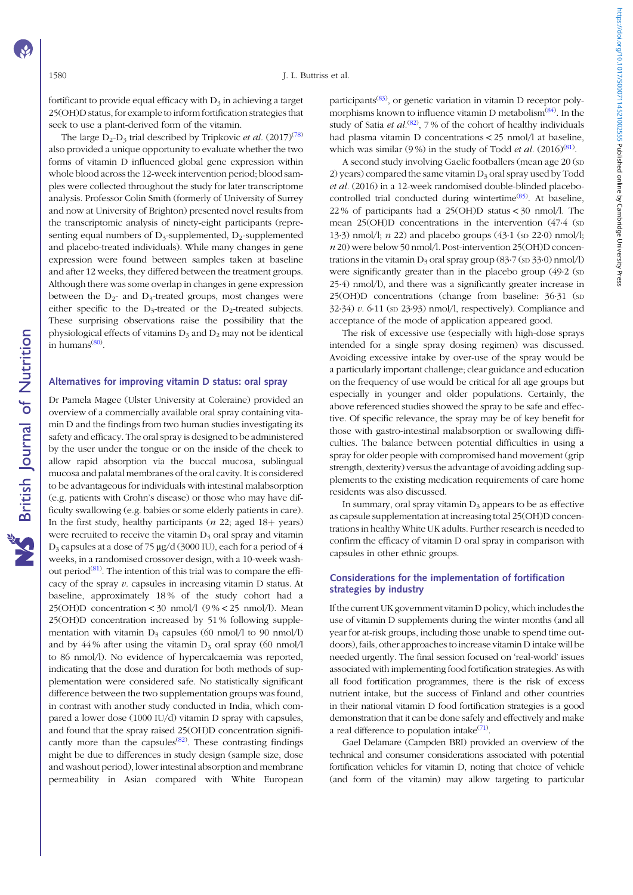fortificant to provide equal efficacy with $D_3$ in achieving a target 25(OH)D status, for example to inform fortification strategies that seek to use a plant-derived form of the vitamin.

The large $D_2$-$D_3$ trial described by Tripkovic *et al.* (2017)[78] also provided a unique opportunity to evaluate whether the two forms of vitamin D influenced global gene expression within whole blood across the 12-week intervention period; blood samples were collected throughout the study for later transcriptome analysis. Professor Colin Smith (formerly of University of Surrey and now at University of Brighton) presented novel results from the transcriptomic analysis of ninety-eight participants (representing equal numbers of $D_3$-supplemented, $D_2$-supplemented and placebo-treated individuals). While many changes in gene expression were found between samples taken at baseline and after 12 weeks, they differed between the treatment groups. Although there was some overlap in changes in gene expression between the $D_2$- and $D_3$-treated groups, most changes were either specific to the $D_3$-treated or the $D_2$-treated subjects. These surprising observations raise the possibility that the physiological effects of vitamins $D_3$ and $D_2$ may not be identical in humans[80].

## Alternatives for improving vitamin D status: oral spray

Dr Pamela Magee (Ulster University at Coleraine) provided an overview of a commercially available oral spray containing vitamin D and the findings from two human studies investigating its safety and efficacy. The oral spray is designed to be administered by the user under the tongue or on the inside of the cheek to allow rapid absorption via the buccal mucosa, sublingual mucosa and palatal membranes of the oral cavity. It is considered to be advantageous for individuals with intestinal malabsorption (e.g. patients with Crohn's disease) or those who may have difficulty swallowing (e.g. babies or some elderly patients in care). In the first study, healthy participants (*n* 22; aged 18+ years) were recruited to receive the vitamin $D_3$ oral spray and vitamin $D_3$ capsules at a dose of 75 μg/d (3000 IU), each for a period of 4 weeks, in a randomised crossover design, with a 10-week washout period[81]. The intention of this trial was to compare the efficacy of the spray *v.* capsules in increasing vitamin D status. At baseline, approximately 18 % of the study cohort had a 25(OH)D concentration < 30 nmol/l (9 % < 25 nmol/l). Mean 25(OH)D concentration increased by 51 % following supplementation with vitamin $D_3$ capsules (60 nmol/l to 90 nmol/l) and by 44 % after using the vitamin $D_3$ oral spray (60 nmol/l to 86 nmol/l). No evidence of hypercalcaemia was reported, indicating that the dose and duration for both methods of supplementation were considered safe. No statistically significant difference between the two supplementation groups was found, in contrast with another study conducted in India, which compared a lower dose (1000 IU/d) vitamin D spray with capsules, and found that the spray raised 25(OH)D concentration significantly more than the capsules[82]. These contrasting findings might be due to differences in study design (sample size, dose and washout period), lower intestinal absorption and membrane permeability in Asian compared with White European participants[83], or genetic variation in vitamin D receptor polymorphisms known to influence vitamin D metabolism[84]. In the study of Satia *et al.*[82], 7 % of the cohort of healthy individuals had plasma vitamin D concentrations < 25 nmol/l at baseline, which was similar (9 %) in the study of Todd *et al.* (2016)[81].

A second study involving Gaelic footballers (mean age 20 (SD 2) years) compared the same vitamin $D_3$ oral spray used by Todd *et al.* (2016) in a 12-week randomised double-blinded placebo-controlled trial conducted during wintertime[85]. At baseline, 22 % of participants had a 25(OH)D status < 30 nmol/l. The mean 25(OH)D concentrations in the intervention (47·4 (SD 13·3) nmol/l; *n* 22) and placebo groups (43·1 (SD 22·0) nmol/l; *n* 20) were below 50 nmol/l. Post-intervention 25(OH)D concentrations in the vitamin $D_3$ oral spray group (83·7 (SD 33·0) nmol/l) were significantly greater than in the placebo group (49·2 (SD 25·4) nmol/l), and there was a significantly greater increase in 25(OH)D concentrations (change from baseline: 36·31 (SD 32·34) *v.* 6·11 (SD 23·93) nmol/l, respectively). Compliance and acceptance of the mode of application appeared good.

The risk of excessive use (especially with high-dose sprays intended for a single spray dosing regimen) was discussed. Avoiding excessive intake by over-use of the spray would be a particularly important challenge; clear guidance and education on the frequency of use would be critical for all age groups but especially in younger and older populations. Certainly, the above referenced studies showed the spray to be safe and effective. Of specific relevance, the spray may be of key benefit for those with gastro-intestinal malabsorption or swallowing difficulties. The balance between potential difficulties in using a spray for older people with compromised hand movement (grip strength, dexterity) versus the advantage of avoiding adding supplements to the existing medication requirements of care home residents was also discussed.

In summary, oral spray vitamin $D_3$ appears to be as effective as capsule supplementation at increasing total 25(OH)D concentrations in healthy White UK adults. Further research is needed to confirm the efficacy of vitamin D oral spray in comparison with capsules in other ethnic groups.

## Considerations for the implementation of fortification strategies by industry

If the current UK government vitamin D policy, which includes the use of vitamin D supplements during the winter months (and all year for at-risk groups, including those unable to spend time outdoors), fails, other approaches to increase vitamin D intake will be needed urgently. The final session focused on 'real-world' issues associated with implementing food fortification strategies. As with all food fortification programmes, there is the risk of excess nutrient intake, but the success of Finland and other countries in their national vitamin D food fortification strategies is a good demonstration that it can be done safely and effectively and make a real difference to population intake[71].

Gael Delamare (Campden BRI) provided an overview of the technical and consumer considerations associated with potential fortification vehicles for vitamin D, noting that choice of vehicle (and form of the vitamin) may allow targeting to particular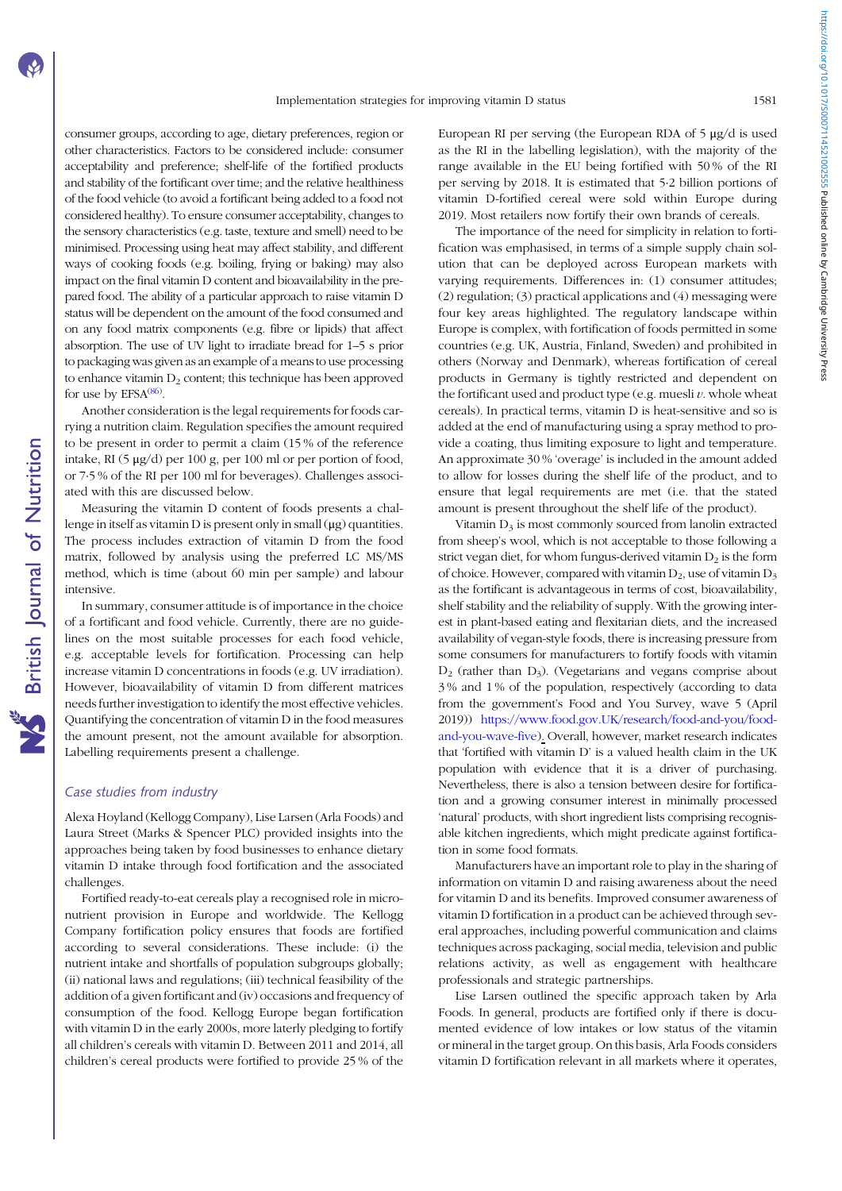consumer groups, according to age, dietary preferences, region or other characteristics. Factors to be considered include: consumer acceptability and preference; shelf-life of the fortified products and stability of the fortificant over time; and the relative healthiness of the food vehicle (to avoid a fortificant being added to a food not considered healthy). To ensure consumer acceptability, changes to the sensory characteristics (e.g. taste, texture and smell) need to be minimised. Processing using heat may affect stability, and different ways of cooking foods (e.g. boiling, frying or baking) may also impact on the final vitamin D content and bioavailability in the prepared food. The ability of a particular approach to raise vitamin D status will be dependent on the amount of the food consumed and on any food matrix components (e.g. fibre or lipids) that affect absorption. The use of UV light to irradiate bread for 1–5 s prior to packaging was given as an example of a means to use processing to enhance vitamin $D_2$ content; this technique has been approved for use by EFSA[86].

Another consideration is the legal requirements for foods carrying a nutrition claim. Regulation specifies the amount required to be present in order to permit a claim (15 % of the reference intake, RI (5 µg/d) per 100 g, per 100 ml or per portion of food, or 7·5 % of the RI per 100 ml for beverages). Challenges associated with this are discussed below.

Measuring the vitamin D content of foods presents a challenge in itself as vitamin D is present only in small (µg) quantities. The process includes extraction of vitamin D from the food matrix, followed by analysis using the preferred LC MS/MS method, which is time (about 60 min per sample) and labour intensive.

In summary, consumer attitude is of importance in the choice of a fortificant and food vehicle. Currently, there are no guidelines on the most suitable processes for each food vehicle, e.g. acceptable levels for fortification. Processing can help increase vitamin D concentrations in foods (e.g. UV irradiation). However, bioavailability of vitamin D from different matrices needs further investigation to identify the most effective vehicles. Quantifying the concentration of vitamin D in the food measures the amount present, not the amount available for absorption. Labelling requirements present a challenge.

### *Case studies from industry*

Alexa Hoyland (Kellogg Company), Lise Larsen (Arla Foods) and Laura Street (Marks & Spencer PLC) provided insights into the approaches being taken by food businesses to enhance dietary vitamin D intake through food fortification and the associated challenges.

Fortified ready-to-eat cereals play a recognised role in micronutrient provision in Europe and worldwide. The Kellogg Company fortification policy ensures that foods are fortified according to several considerations. These include: (i) the nutrient intake and shortfalls of population subgroups globally; (ii) national laws and regulations; (iii) technical feasibility of the addition of a given fortificant and (iv) occasions and frequency of consumption of the food. Kellogg Europe began fortification with vitamin D in the early 2000s, more laterly pledging to fortify all children's cereals with vitamin D. Between 2011 and 2014, all children's cereal products were fortified to provide 25 % of the European RI per serving (the European RDA of 5 µg/d is used as the RI in the labelling legislation), with the majority of the range available in the EU being fortified with 50 % of the RI per serving by 2018. It is estimated that 5·2 billion portions of vitamin D-fortified cereal were sold within Europe during 2019. Most retailers now fortify their own brands of cereals.

The importance of the need for simplicity in relation to fortification was emphasised, in terms of a simple supply chain solution that can be deployed across European markets with varying requirements. Differences in: (1) consumer attitudes; (2) regulation; (3) practical applications and (4) messaging were four key areas highlighted. The regulatory landscape within Europe is complex, with fortification of foods permitted in some countries (e.g. UK, Austria, Finland, Sweden) and prohibited in others (Norway and Denmark), whereas fortification of cereal products in Germany is tightly restricted and dependent on the fortificant used and product type (e.g. muesli *v.* whole wheat cereals). In practical terms, vitamin D is heat-sensitive and so is added at the end of manufacturing using a spray method to provide a coating, thus limiting exposure to light and temperature. An approximate 30 % 'overage' is included in the amount added to allow for losses during the shelf life of the product, and to ensure that legal requirements are met (i.e. that the stated amount is present throughout the shelf life of the product).

Vitamin $D_3$ is most commonly sourced from lanolin extracted from sheep's wool, which is not acceptable to those following a strict vegan diet, for whom fungus-derived vitamin $D_2$ is the form of choice. However, compared with vitamin $D_2$, use of vitamin $D_3$ as the fortificant is advantageous in terms of cost, bioavailability, shelf stability and the reliability of supply. With the growing interest in plant-based eating and flexitarian diets, and the increased availability of vegan-style foods, there is increasing pressure from some consumers for manufacturers to fortify foods with vitamin $D_2$ (rather than $D_3$). (Vegetarians and vegans comprise about 3 % and 1 % of the population, respectively (according to data from the government's Food and You Survey, wave 5 (April 2019)) https://www.food.gov.UK/research/food-and-you/food-and-you-wave-five). Overall, however, market research indicates that 'fortified with vitamin D' is a valued health claim in the UK population with evidence that it is a driver of purchasing. Nevertheless, there is also a tension between desire for fortification and a growing consumer interest in minimally processed 'natural' products, with short ingredient lists comprising recognisable kitchen ingredients, which might predicate against fortification in some food formats.

Manufacturers have an important role to play in the sharing of information on vitamin D and raising awareness about the need for vitamin D and its benefits. Improved consumer awareness of vitamin D fortification in a product can be achieved through several approaches, including powerful communication and claims techniques across packaging, social media, television and public relations activity, as well as engagement with healthcare professionals and strategic partnerships.

Lise Larsen outlined the specific approach taken by Arla Foods. In general, products are fortified only if there is documented evidence of low intakes or low status of the vitamin or mineral in the target group. On this basis, Arla Foods considers vitamin D fortification relevant in all markets where it operates,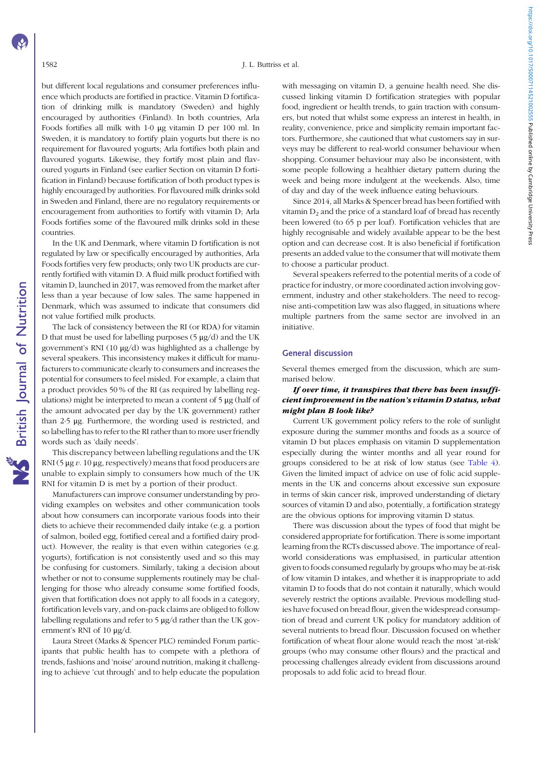but different local regulations and consumer preferences influence which products are fortified in practice. Vitamin D fortification of drinking milk is mandatory (Sweden) and highly encouraged by authorities (Finland). In both countries, Arla Foods fortifies all milk with 1·0 µg vitamin D per 100 ml. In Sweden, it is mandatory to fortify plain yogurts but there is no requirement for flavoured yogurts; Arla fortifies both plain and flavoured yogurts. Likewise, they fortify most plain and flavoured yogurts in Finland (see earlier Section on vitamin D fortification in Finland) because fortification of both product types is highly encouraged by authorities. For flavoured milk drinks sold in Sweden and Finland, there are no regulatory requirements or encouragement from authorities to fortify with vitamin D; Arla Foods fortifies some of the flavoured milk drinks sold in these countries.

In the UK and Denmark, where vitamin D fortification is not regulated by law or specifically encouraged by authorities, Arla Foods fortifies very few products; only two UK products are currently fortified with vitamin D. A fluid milk product fortified with vitamin D, launched in 2017, was removed from the market after less than a year because of low sales. The same happened in Denmark, which was assumed to indicate that consumers did not value fortified milk products.

The lack of consistency between the RI (or RDA) for vitamin D that must be used for labelling purposes (5 µg/d) and the UK government's RNI (10 µg/d) was highlighted as a challenge by several speakers. This inconsistency makes it difficult for manufacturers to communicate clearly to consumers and increases the potential for consumers to feel misled. For example, a claim that a product provides 50 % of the RI (as required by labelling regulations) might be interpreted to mean a content of 5 µg (half of the amount advocated per day by the UK government) rather than 2·5 µg. Furthermore, the wording used is restricted, and so labelling has to refer to the RI rather than to more user friendly words such as 'daily needs'.

This discrepancy between labelling regulations and the UK RNI (5 µg *v.* 10 µg, respectively) means that food producers are unable to explain simply to consumers how much of the UK RNI for vitamin D is met by a portion of their product.

Manufacturers can improve consumer understanding by providing examples on websites and other communication tools about how consumers can incorporate various foods into their diets to achieve their recommended daily intake (e.g. a portion of salmon, boiled egg, fortified cereal and a fortified dairy product). However, the reality is that even within categories (e.g. yogurts), fortification is not consistently used and so this may be confusing for customers. Similarly, taking a decision about whether or not to consume supplements routinely may be challenging for those who already consume some fortified foods, given that fortification does not apply to all foods in a category, fortification levels vary, and on-pack claims are obliged to follow labelling regulations and refer to 5 µg/d rather than the UK government's RNI of 10 µg/d.

Laura Street (Marks & Spencer PLC) reminded Forum participants that public health has to compete with a plethora of trends, fashions and 'noise' around nutrition, making it challenging to achieve 'cut through' and to help educate the population with messaging on vitamin D, a genuine health need. She discussed linking vitamin D fortification strategies with popular food, ingredient or health trends, to gain traction with consumers, but noted that whilst some express an interest in health, in reality, convenience, price and simplicity remain important factors. Furthermore, she cautioned that what customers say in surveys may be different to real-world consumer behaviour when shopping. Consumer behaviour may also be inconsistent, with some people following a healthier dietary pattern during the week and being more indulgent at the weekends. Also, time of day and day of the week influence eating behaviours.

Since 2014, all Marks & Spencer bread has been fortified with vitamin $D_2$ and the price of a standard loaf of bread has recently been lowered (to 65 p per loaf). Fortification vehicles that are highly recognisable and widely available appear to be the best option and can decrease cost. It is also beneficial if fortification presents an added value to the consumer that will motivate them to choose a particular product.

Several speakers referred to the potential merits of a code of practice for industry, or more coordinated action involving government, industry and other stakeholders. The need to recognise anti-competition law was also flagged, in situations where multiple partners from the same sector are involved in an initiative.

## General discussion

Several themes emerged from the discussion, which are summarised below.

***If over time, it transpires that there has been insufficient improvement in the nation's vitamin D status, what might plan B look like?***

Current UK government policy refers to the role of sunlight exposure during the summer months and foods as a source of vitamin D but places emphasis on vitamin D supplementation especially during the winter months and all year round for groups considered to be at risk of low status (see Table 4). Given the limited impact of advice on use of folic acid supplements in the UK and concerns about excessive sun exposure in terms of skin cancer risk, improved understanding of dietary sources of vitamin D and also, potentially, a fortification strategy are the obvious options for improving vitamin D status.

There was discussion about the types of food that might be considered appropriate for fortification. There is some important learning from the RCTs discussed above. The importance of real-world considerations was emphasised, in particular attention given to foods consumed regularly by groups who may be at-risk of low vitamin D intakes, and whether it is inappropriate to add vitamin D to foods that do not contain it naturally, which would severely restrict the options available. Previous modelling studies have focused on bread flour, given the widespread consumption of bread and current UK policy for mandatory addition of several nutrients to bread flour. Discussion focused on whether fortification of wheat flour alone would reach the most 'at-risk' groups (who may consume other flours) and the practical and processing challenges already evident from discussions around proposals to add folic acid to bread flour.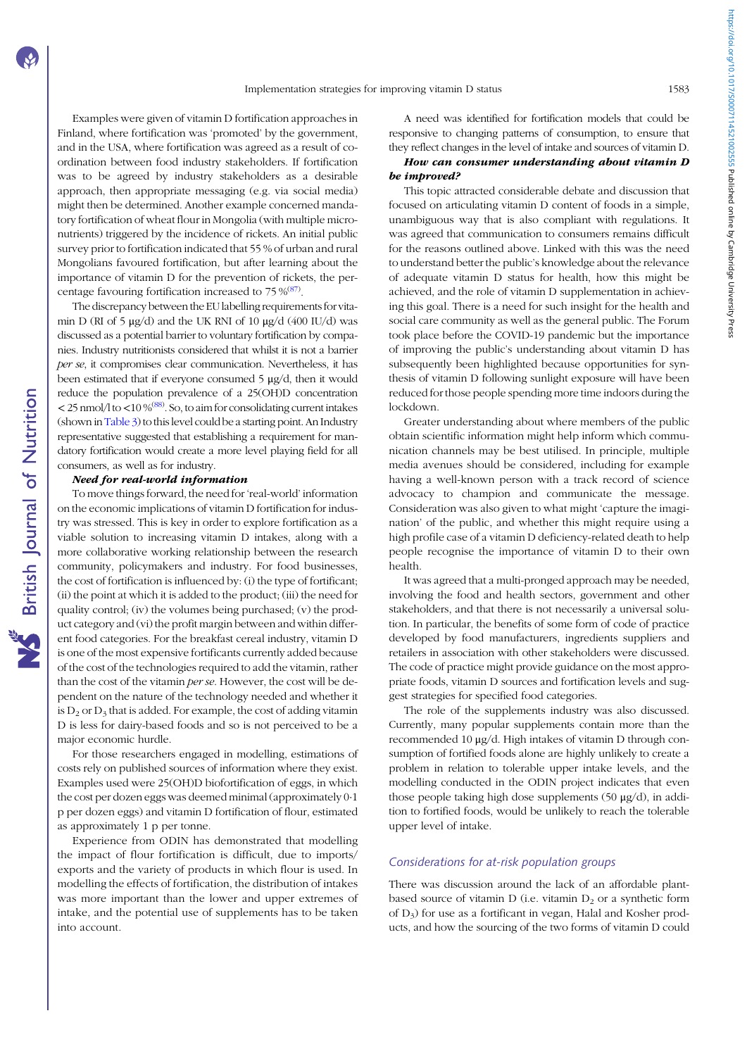Examples were given of vitamin D fortification approaches in Finland, where fortification was 'promoted' by the government, and in the USA, where fortification was agreed as a result of coordination between food industry stakeholders. If fortification was to be agreed by industry stakeholders as a desirable approach, then appropriate messaging (e.g. via social media) might then be determined. Another example concerned mandatory fortification of wheat flour in Mongolia (with multiple micronutrients) triggered by the incidence of rickets. An initial public survey prior to fortification indicated that 55 % of urban and rural Mongolians favoured fortification, but after learning about the importance of vitamin D for the prevention of rickets, the percentage favouring fortification increased to 75 %[87].

The discrepancy between the EU labelling requirements for vitamin D (RI of 5 μg/d) and the UK RNI of 10 μg/d (400 IU/d) was discussed as a potential barrier to voluntary fortification by companies. Industry nutritionists considered that whilst it is not a barrier *per se*, it compromises clear communication. Nevertheless, it has been estimated that if everyone consumed 5 μg/d, then it would reduce the population prevalence of a 25(OH)D concentration < 25 nmol/l to <10 %[88]. So, to aim for consolidating current intakes (shown in Table 3) to this level could be a starting point. An Industry representative suggested that establishing a requirement for mandatory fortification would create a more level playing field for all consumers, as well as for industry.

***Need for real-world information***

To move things forward, the need for 'real-world' information on the economic implications of vitamin D fortification for industry was stressed. This is key in order to explore fortification as a viable solution to increasing vitamin D intakes, along with a more collaborative working relationship between the research community, policymakers and industry. For food businesses, the cost of fortification is influenced by: (i) the type of fortificant; (ii) the point at which it is added to the product; (iii) the need for quality control; (iv) the volumes being purchased; (v) the product category and (vi) the profit margin between and within different food categories. For the breakfast cereal industry, vitamin D is one of the most expensive fortificants currently added because of the cost of the technologies required to add the vitamin, rather than the cost of the vitamin *per se*. However, the cost will be dependent on the nature of the technology needed and whether it is $D_2$ or $D_3$ that is added. For example, the cost of adding vitamin D is less for dairy-based foods and so is not perceived to be a major economic hurdle.

For those researchers engaged in modelling, estimations of costs rely on published sources of information where they exist. Examples used were 25(OH)D biofortification of eggs, in which the cost per dozen eggs was deemed minimal (approximately 0·1 p per dozen eggs) and vitamin D fortification of flour, estimated as approximately 1 p per tonne.

Experience from ODIN has demonstrated that modelling the impact of flour fortification is difficult, due to imports/exports and the variety of products in which flour is used. In modelling the effects of fortification, the distribution of intakes was more important than the lower and upper extremes of intake, and the potential use of supplements has to be taken into account.

A need was identified for fortification models that could be responsive to changing patterns of consumption, to ensure that they reflect changes in the level of intake and sources of vitamin D.

***How can consumer understanding about vitamin D be improved?***

This topic attracted considerable debate and discussion that focused on articulating vitamin D content of foods in a simple, unambiguous way that is also compliant with regulations. It was agreed that communication to consumers remains difficult for the reasons outlined above. Linked with this was the need to understand better the public's knowledge about the relevance of adequate vitamin D status for health, how this might be achieved, and the role of vitamin D supplementation in achieving this goal. There is a need for such insight for the health and social care community as well as the general public. The Forum took place before the COVID-19 pandemic but the importance of improving the public's understanding about vitamin D has subsequently been highlighted because opportunities for synthesis of vitamin D following sunlight exposure will have been reduced for those people spending more time indoors during the lockdown.

Greater understanding about where members of the public obtain scientific information might help inform which communication channels may be best utilised. In principle, multiple media avenues should be considered, including for example having a well-known person with a track record of science advocacy to champion and communicate the message. Consideration was also given to what might 'capture the imagination' of the public, and whether this might require using a high profile case of a vitamin D deficiency-related death to help people recognise the importance of vitamin D to their own health.

It was agreed that a multi-pronged approach may be needed, involving the food and health sectors, government and other stakeholders, and that there is not necessarily a universal solution. In particular, the benefits of some form of code of practice developed by food manufacturers, ingredients suppliers and retailers in association with other stakeholders were discussed. The code of practice might provide guidance on the most appropriate foods, vitamin D sources and fortification levels and suggest strategies for specified food categories.

The role of the supplements industry was also discussed. Currently, many popular supplements contain more than the recommended 10 μg/d. High intakes of vitamin D through consumption of fortified foods alone are highly unlikely to create a problem in relation to tolerable upper intake levels, and the modelling conducted in the ODIN project indicates that even those people taking high dose supplements (50 μg/d), in addition to fortified foods, would be unlikely to reach the tolerable upper level of intake.

## Considerations for at-risk population groups

There was discussion around the lack of an affordable plant-based source of vitamin D (i.e. vitamin $D_2$ or a synthetic form of $D_3$) for use as a fortificant in vegan, Halal and Kosher products, and how the sourcing of the two forms of vitamin D could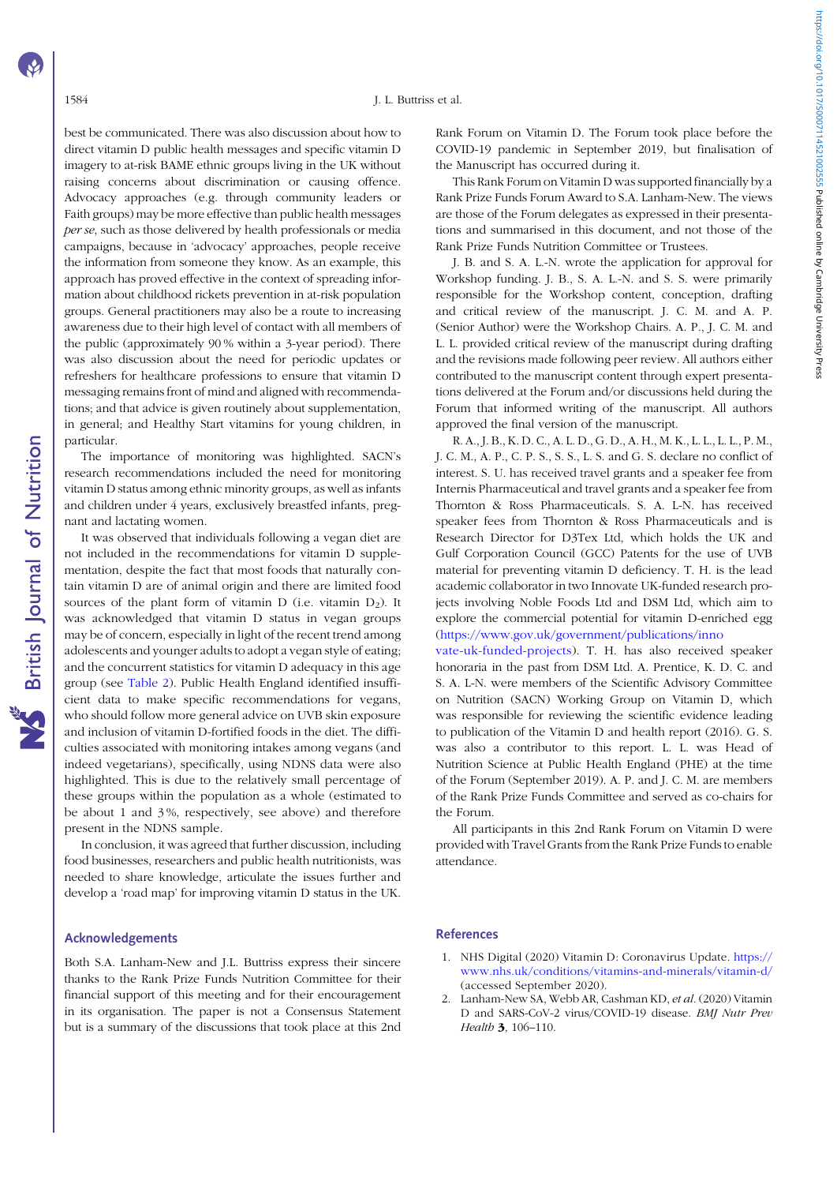best be communicated. There was also discussion about how to direct vitamin D public health messages and specific vitamin D imagery to at-risk BAME ethnic groups living in the UK without raising concerns about discrimination or causing offence. Advocacy approaches (e.g. through community leaders or Faith groups) may be more effective than public health messages *per se*, such as those delivered by health professionals or media campaigns, because in 'advocacy' approaches, people receive the information from someone they know. As an example, this approach has proved effective in the context of spreading information about childhood rickets prevention in at-risk population groups. General practitioners may also be a route to increasing awareness due to their high level of contact with all members of the public (approximately 90 % within a 3-year period). There was also discussion about the need for periodic updates or refreshers for healthcare professions to ensure that vitamin D messaging remains front of mind and aligned with recommendations; and that advice is given routinely about supplementation, in general; and Healthy Start vitamins for young children, in particular.

The importance of monitoring was highlighted. SACN's research recommendations included the need for monitoring vitamin D status among ethnic minority groups, as well as infants and children under 4 years, exclusively breastfed infants, pregnant and lactating women.

It was observed that individuals following a vegan diet are not included in the recommendations for vitamin D supplementation, despite the fact that most foods that naturally contain vitamin D are of animal origin and there are limited food sources of the plant form of vitamin D (i.e. vitamin $D_2$). It was acknowledged that vitamin D status in vegan groups may be of concern, especially in light of the recent trend among adolescents and younger adults to adopt a vegan style of eating; and the concurrent statistics for vitamin D adequacy in this age group (see Table 2). Public Health England identified insufficient data to make specific recommendations for vegans, who should follow more general advice on UVB skin exposure and inclusion of vitamin D-fortified foods in the diet. The difficulties associated with monitoring intakes among vegans (and indeed vegetarians), specifically, using NDNS data were also highlighted. This is due to the relatively small percentage of these groups within the population as a whole (estimated to be about 1 and 3 %, respectively, see above) and therefore present in the NDNS sample.

In conclusion, it was agreed that further discussion, including food businesses, researchers and public health nutritionists, was needed to share knowledge, articulate the issues further and develop a 'road map' for improving vitamin D status in the UK.

## Acknowledgements

Both S.A. Lanham-New and J.L. Buttriss express their sincere thanks to the Rank Prize Funds Nutrition Committee for their financial support of this meeting and for their encouragement in its organisation. The paper is not a Consensus Statement but is a summary of the discussions that took place at this 2nd Rank Forum on Vitamin D. The Forum took place before the COVID-19 pandemic in September 2019, but finalisation of the Manuscript has occurred during it.

This Rank Forum on Vitamin D was supported financially by a Rank Prize Funds Forum Award to S.A. Lanham-New. The views are those of the Forum delegates as expressed in their presentations and summarised in this document, and not those of the Rank Prize Funds Nutrition Committee or Trustees.

J. B. and S. A. L.-N. wrote the application for approval for Workshop funding. J. B., S. A. L.-N. and S. S. were primarily responsible for the Workshop content, conception, drafting and critical review of the manuscript. J. C. M. and A. P. (Senior Author) were the Workshop Chairs. A. P., J. C. M. and L. L. provided critical review of the manuscript during drafting and the revisions made following peer review. All authors either contributed to the manuscript content through expert presentations delivered at the Forum and/or discussions held during the Forum that informed writing of the manuscript. All authors approved the final version of the manuscript.

R. A., J. B., K. D. C., A. L. D., G. D., A. H., M. K., L. L., L. L., P. M., J. C. M., A. P., C. P. S., S. S., L. S. and G. S. declare no conflict of interest. S. U. has received travel grants and a speaker fee from Internis Pharmaceutical and travel grants and a speaker fee from Thornton & Ross Pharmaceuticals. S. A. L-N. has received speaker fees from Thornton & Ross Pharmaceuticals and is Research Director for D3Tex Ltd, which holds the UK and Gulf Corporation Council (GCC) Patents for the use of UVB material for preventing vitamin D deficiency. T. H. is the lead academic collaborator in two Innovate UK-funded research projects involving Noble Foods Ltd and DSM Ltd, which aim to explore the commercial potential for vitamin D-enriched egg (https://www.gov.uk/government/publications/innovate-uk-funded-projects). T. H. has also received speaker honoraria in the past from DSM Ltd. A. Prentice, K. D. C. and S. A. L-N. were members of the Scientific Advisory Committee on Nutrition (SACN) Working Group on Vitamin D, which was responsible for reviewing the scientific evidence leading to publication of the Vitamin D and health report (2016). G. S. was also a contributor to this report. L. L. was Head of Nutrition Science at Public Health England (PHE) at the time of the Forum (September 2019). A. P. and J. C. M. are members of the Rank Prize Funds Committee and served as co-chairs for the Forum.

All participants in this 2nd Rank Forum on Vitamin D were provided with Travel Grants from the Rank Prize Funds to enable attendance.

## References

1. NHS Digital (2020) Vitamin D: Coronavirus Update. https://www.nhs.uk/conditions/vitamins-and-minerals/vitamin-d/ (accessed September 2020).
2. Lanham-New SA, Webb AR, Cashman KD, *et al.* (2020) Vitamin D and SARS-CoV-2 virus/COVID-19 disease. *BMJ Nutr Prev Health* **3**, 106–110.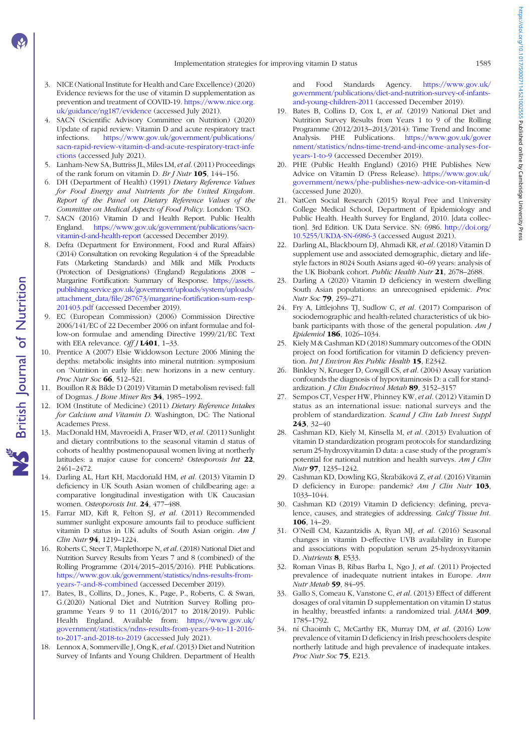3. NICE (National Institute for Health and Care Excellence) (2020) Evidence reviews for the use of vitamin D supplementation as prevention and treatment of COVID-19. https://www.nice.org.uk/guidance/ng187/evidence (accessed July 2021).
4. SACN (Scientific Advisory Committee on Nutrition) (2020) Update of rapid review: Vitamin D and acute respiratory tract infections. https://www.gov.uk/government/publications/sacn-rapid-review-vitamin-d-and-acute-respiratory-tract-infections (accessed July 2021).
5. Lanham-New SA, Buttriss JL, Miles LM, *et al.* (2011) Proceedings of the rank forum on vitamin D. *Br J Nutr* **105**, 144–156.
6. DH (Department of Health) (1991) *Dietary Reference Values for Food Energy and Nutrients for the United Kingdom. Report of the Panel on Dietary Reference Values of the Committee on Medical Aspects of Food Policy*. London: TSO.
7. SACN (2016) Vitamin D and Health Report. Public Health England. https://www.gov.uk/government/publications/sacn-vitamin-d-and-health-report (accessed December 2019).
8. Defra (Department for Environment, Food and Rural Affairs) (2014) Consultation on revoking Regulation 4 of the Spreadable Fats (Marketing Standards) and Milk and Milk Products (Protection of Designations) (England) Regulations 2008 – Margarine Fortification: Summary of Response. https://assets.publishing.service.gov.uk/government/uploads/system/uploads/attachment_data/file/287673/margarine-fortification-sum-resp-201403.pdf (accessed December 2019).
9. EC (European Commission) (2006) Commission Directive 2006/141/EC of 22 December 2006 on infant formulae and follow-on formulae and amending Directive 1999/21/EC Text with EEA relevance. *Off J* **L401**, 1–33.
10. Prentice A (2007) Elsie Widdowson Lecture 2006 Mining the depths: metabolic insights into mineral nutrition: symposium on 'Nutrition in early life: new horizons in a new century. *Proc Nutr Soc* **66**, 512–521.
11. Bouillon R & Bikle D (2019) Vitamin D metabolism revised: fall of Dogmas. *J Bone Miner Res* **34**, 1985–1992.
12. IOM (Institute of Medicine) (2011) *Dietary Reference Intakes for Calcium and Vitamin D*. Washington, DC: The National Academes Press.
13. MacDonald HM, Mavroeidi A, Fraser WD, *et al.* (2011) Sunlight and dietary contributions to the seasonal vitamin d status of cohorts of healthy postmenopausal women living at northerly latitudes: a major cause for concern? *Osteoporosis Int* **22**, 2461–2472.
14. Darling AL, Hart KH, Macdonald HM, *et al.* (2013) Vitamin D deficiency in UK South Asian women of childbearing age: a comparative longitudinal investigation with UK Caucasian women. *Osteoporosis Int*. **24**, 477–488.
15. Farrar MD, Kift R, Felton SJ, *et al.* (2011) Recommended summer sunlight exposure amounts fail to produce sufficient vitamin D status in UK adults of South Asian origin. *Am J Clin Nutr* **94**, 1219–1224.
16. Roberts C, Steer T, Maplethorpe N, *et al.* (2018) National Diet and Nutrition Survey Results from Years 7 and 8 (combined) of the Rolling Programme (2014/2015–2015/2016). PHE Publications. https://www.gov.uk/government/statistics/ndns-results-from-years-7-and-8-combined (accessed December 2019).
17. Bates, B., Collins, D., Jones, K., Page, P., Roberts, C. & Swan, G.(2020) National Diet and Nutrition Survey Rolling programme Years 9 to 11 (2016/2017 to 2018/2019). Public Health England. Available from: https://www.gov.uk/government/statistics/ndns-results-from-years-9-to-11-2016-to-2017-and-2018-to-2019 (accessed July 2021).
18. Lennox A, Sommerville J, Ong K, *et al.* (2013) Diet and Nutrition Survey of Infants and Young Children. Department of Health and Food Standards Agency. https://www.gov.uk/government/publications/diet-and-nutrition-survey-of-infants-and-young-children-2011 (accessed December 2019).
19. Bates B, Collins D, Cox L, *et al.* (2019) National Diet and Nutrition Survey Results from Years 1 to 9 of the Rolling Programme (2012/2013–2013/2014): Time Trend and Income Analysis. PHE Publications. https://www.gov.uk/government/statistics/ndns-time-trend-and-income-analyses-for-years-1-to-9 (accessed December 2019).
20. PHE (Public Health England) (2016) PHE Publishes New Advice on Vitamin D (Press Release). https://www.gov.uk/government/news/phe-publishes-new-advice-on-vitamin-d (accessed June 2020).
21. NatCen Social Research (2015) Royal Free and University College Medical School, Department of Epidemiology and Public Health. Health Survey for England, 2010. [data collection]. 3rd Edition. UK Data Service. SN: 6986. http://doi.org/10.5255/UKDA-SN-6986-3 (accessed August 2021).
22. Darling AL, Blackbourn DJ, Ahmadi KR, *et al.* (2018) Vitamin D supplement use and associated demographic, dietary and lifestyle factors in 8024 South Asians aged 40–69 years: analysis of the UK Biobank cohort. *Public Health Nutr* **21**, 2678–2688.
23. Darling A (2020) Vitamin D deficiency in western dwelling South Asian populations: an unrecognised epidemic. *Proc Nutr Soc* **79**, 259–271.
24. Fry A, Littlejohns TJ, Sudlow C, *et al.* (2017) Comparison of sociodemographic and health-related characteristics of uk biobank participants with those of the general population. *Am J Epidemiol* **186**, 1026–1034.
25. Kiely M & Cashman KD (2018) Summary outcomes of the ODIN project on food fortification for vitamin D deficiency prevention. *Int J Environ Res Public Health* **15**, E2342.
26. Binkley N, Krueger D, Cowgill CS, *et al.* (2004) Assay variation confounds the diagnosis of hypovitaminosis D: a call for standardization. *J Clin Endocrinol Metab* **89**, 3152–3157
27. Sempos CT, Vesper HW, Phinney KW, *et al.* (2012) Vitamin D status as an international issue: national surveys and the problem of standardization. *Scand J Clin Lab Invest Suppl* **243**, 32–40
28. Cashman KD, Kiely M, Kinsella M, *et al.* (2013) Evaluation of vitamin D standardization program protocols for standardizing serum 25-hydroxyvitamin D data: a case study of the program's potential for national nutrition and health surveys. *Am J Clin Nutr* **97**, 1235–1242.
29. Cashman KD, Dowling KG, Škrabáková Z, *et al.* (2016) Vitamin D deficiency in Europe: pandemic? *Am J Clin Nutr* **103**, 1033–1044.
30. Cashman KD (2019) Vitamin D deficiency: defining, prevalence, causes, and strategies of addressing. *Calcif Tissue Int.* **106**, 14–29.
31. O'Neill CM, Kazantzidis A, Ryan MJ, *et al.* (2016) Seasonal changes in vitamin D-effective UVB availability in Europe and associations with population serum 25-hydroxyvitamin D. *Nutrients* **8**, E533.
32. Roman Vinas B, Ribas Barba L, Ngo J, *et al.* (2011) Projected prevalence of inadequate nutrient intakes in Europe. *Ann Nutr Metab* **59**, 84–95.
33. Gallo S, Comeau K, Vanstone C, *et al.* (2013) Effect of different dosages of oral vitamin D supplementation on vitamin D status in healthy, breastfed infants: a randomized trial. *JAMA* **309**, 1785–1792.
34. ní Chaoimh C, McCarthy EK, Murray DM, *et al.* (2016) Low prevalence of vitamin D deficiency in Irish preschoolers despite northerly latitude and high prevalence of inadequate intakes. *Proc Nutr Soc* **75**, E213.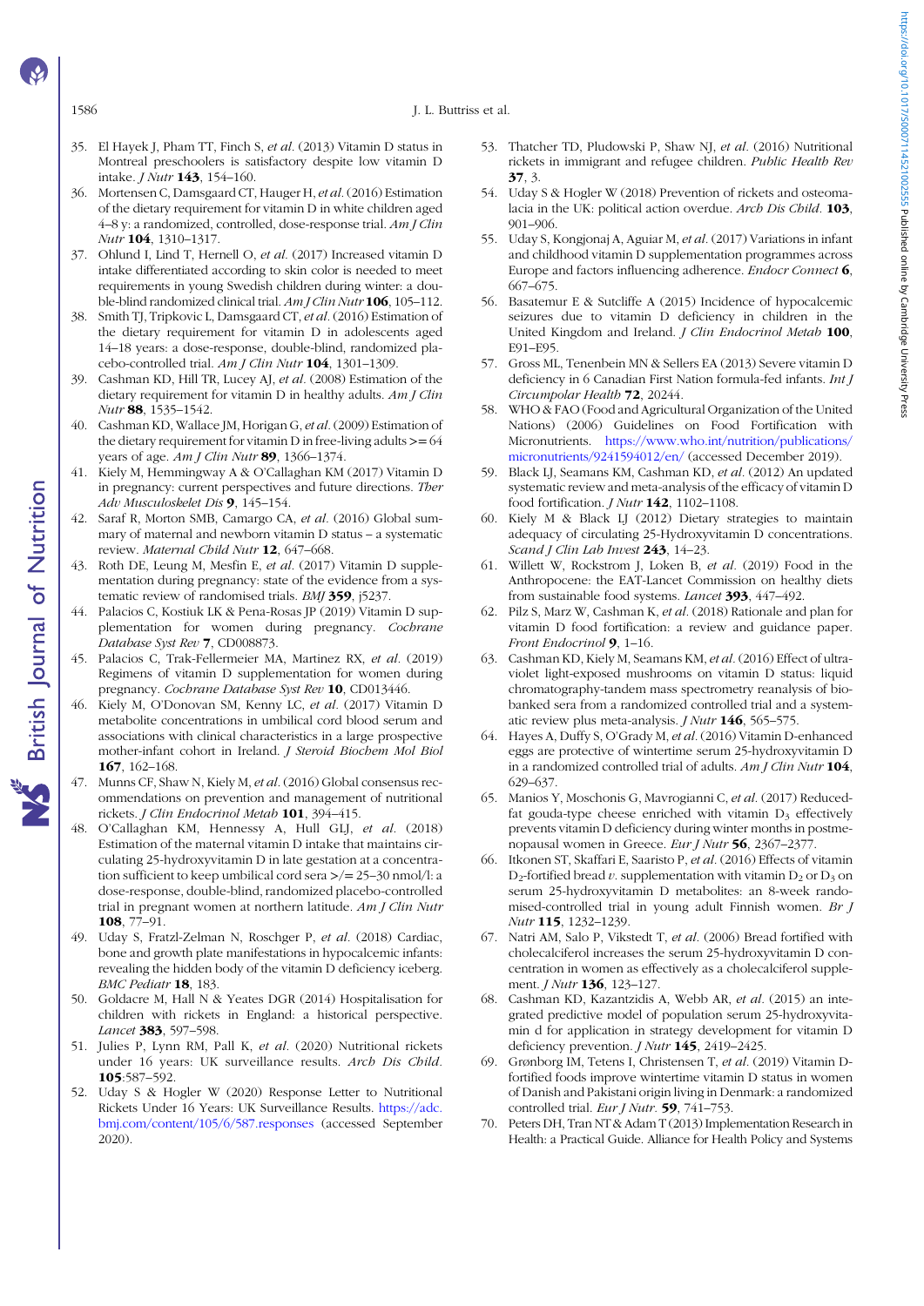35. El Hayek J, Pham TT, Finch S, *et al.* (2013) Vitamin D status in Montreal preschoolers is satisfactory despite low vitamin D intake. *J Nutr* **143**, 154–160.
36. Mortensen C, Damsgaard CT, Hauger H, *et al.* (2016) Estimation of the dietary requirement for vitamin D in white children aged 4–8 y: a randomized, controlled, dose-response trial. *Am J Clin Nutr* **104**, 1310–1317.
37. Ohlund I, Lind T, Hernell O, *et al.* (2017) Increased vitamin D intake differentiated according to skin color is needed to meet requirements in young Swedish children during winter: a double-blind randomized clinical trial. *Am J Clin Nutr* **106**, 105–112.
38. Smith TJ, Tripkovic L, Damsgaard CT, *et al.* (2016) Estimation of the dietary requirement for vitamin D in adolescents aged 14–18 years: a dose-response, double-blind, randomized placebo-controlled trial. *Am J Clin Nutr* **104**, 1301–1309.
39. Cashman KD, Hill TR, Lucey AJ, *et al.* (2008) Estimation of the dietary requirement for vitamin D in healthy adults. *Am J Clin Nutr* **88**, 1535–1542.
40. Cashman KD, Wallace JM, Horigan G, *et al.* (2009) Estimation of the dietary requirement for vitamin D in free-living adults >= 64 years of age. *Am J Clin Nutr* **89**, 1366–1374.
41. Kiely M, Hemmingway A & O'Callaghan KM (2017) Vitamin D in pregnancy: current perspectives and future directions. *Ther Adv Musculoskelet Dis* **9**, 145–154.
42. Saraf R, Morton SMB, Camargo CA, *et al.* (2016) Global summary of maternal and newborn vitamin D status – a systematic review. *Maternal Child Nutr* **12**, 647–668.
43. Roth DE, Leung M, Mesfin E, *et al.* (2017) Vitamin D supplementation during pregnancy: state of the evidence from a systematic review of randomised trials. *BMJ* **359**, j5237.
44. Palacios C, Kostiuk LK & Pena-Rosas JP (2019) Vitamin D supplementation for women during pregnancy. *Cochrane Database Syst Rev* **7**, CD008873.
45. Palacios C, Trak-Fellermeier MA, Martinez RX, *et al.* (2019) Regimens of vitamin D supplementation for women during pregnancy. *Cochrane Database Syst Rev* **10**, CD013446.
46. Kiely M, O'Donovan SM, Kenny LC, *et al.* (2017) Vitamin D metabolite concentrations in umbilical cord blood serum and associations with clinical characteristics in a large prospective mother-infant cohort in Ireland. *J Steroid Biochem Mol Biol* **167**, 162–168.
47. Munns CF, Shaw N, Kiely M, *et al.* (2016) Global consensus recommendations on prevention and management of nutritional rickets. *J Clin Endocrinol Metab* **101**, 394–415.
48. O'Callaghan KM, Hennessy A, Hull GLJ, *et al.* (2018) Estimation of the maternal vitamin D intake that maintains circulating 25-hydroxyvitamin D in late gestation at a concentration sufficient to keep umbilical cord sera >/= 25–30 nmol/l: a dose-response, double-blind, randomized placebo-controlled trial in pregnant women at northern latitude. *Am J Clin Nutr* **108**, 77–91.
49. Uday S, Fratzl-Zelman N, Roschger P, *et al.* (2018) Cardiac, bone and growth plate manifestations in hypocalcemic infants: revealing the hidden body of the vitamin D deficiency iceberg. *BMC Pediatr* **18**, 183.
50. Goldacre M, Hall N & Yeates DGR (2014) Hospitalisation for children with rickets in England: a historical perspective. *Lancet* **383**, 597–598.
51. Julies P, Lynn RM, Pall K, *et al.* (2020) Nutritional rickets under 16 years: UK surveillance results. *Arch Dis Child*. **105**:587–592.
52. Uday S & Hogler W (2020) Response Letter to Nutritional Rickets Under 16 Years: UK Surveillance Results. https://adc.bmj.com/content/105/6/587.responses (accessed September 2020).
53. Thatcher TD, Pludowski P, Shaw NJ, *et al.* (2016) Nutritional rickets in immigrant and refugee children. *Public Health Rev* **37**, 3.
54. Uday S & Hogler W (2018) Prevention of rickets and osteomalacia in the UK: political action overdue. *Arch Dis Child*. **103**, 901–906.
55. Uday S, Kongjonaj A, Aguiar M, *et al.* (2017) Variations in infant and childhood vitamin D supplementation programmes across Europe and factors influencing adherence. *Endocr Connect* **6**, 667–675.
56. Basatemur E & Sutcliffe A (2015) Incidence of hypocalcemic seizures due to vitamin D deficiency in children in the United Kingdom and Ireland. *J Clin Endocrinol Metab* **100**, E91–E95.
57. Gross ML, Tenenbein MN & Sellers EA (2013) Severe vitamin D deficiency in 6 Canadian First Nation formula-fed infants. *Int J Circumpolar Health* **72**, 20244.
58. WHO & FAO (Food and Agricultural Organization of the United Nations) (2006) Guidelines on Food Fortification with Micronutrients. https://www.who.int/nutrition/publications/micronutrients/9241594012/en/ (accessed December 2019).
59. Black LJ, Seamans KM, Cashman KD, *et al.* (2012) An updated systematic review and meta-analysis of the efficacy of vitamin D food fortification. *J Nutr* **142**, 1102–1108.
60. Kiely M & Black LJ (2012) Dietary strategies to maintain adequacy of circulating 25-Hydroxyvitamin D concentrations. *Scand J Clin Lab Invest* **243**, 14–23.
61. Willett W, Rockstrom J, Loken B, *et al.* (2019) Food in the Anthropocene: the EAT-Lancet Commission on healthy diets from sustainable food systems. *Lancet* **393**, 447–492.
62. Pilz S, Marz W, Cashman K, *et al.* (2018) Rationale and plan for vitamin D food fortification: a review and guidance paper. *Front Endocrinol* **9**, 1–16.
63. Cashman KD, Kiely M, Seamans KM, *et al.* (2016) Effect of ultraviolet light-exposed mushrooms on vitamin D status: liquid chromatography-tandem mass spectrometry reanalysis of biobanked sera from a randomized controlled trial and a systematic review plus meta-analysis. *J Nutr* **146**, 565–575.
64. Hayes A, Duffy S, O'Grady M, *et al.* (2016) Vitamin D-enhanced eggs are protective of wintertime serum 25-hydroxyvitamin D in a randomized controlled trial of adults. *Am J Clin Nutr* **104**, 629–637.
65. Manios Y, Moschonis G, Mavrogianni C, *et al.* (2017) Reduced-fat gouda-type cheese enriched with vitamin $D_3$ effectively prevents vitamin D deficiency during winter months in postmenopausal women in Greece. *Eur J Nutr* **56**, 2367–2377.
66. Itkonen ST, Skaffari E, Saaristo P, *et al.* (2016) Effects of vitamin $D_2$-fortified bread *v.* supplementation with vitamin $D_2$ or $D_3$ on serum 25-hydroxyvitamin D metabolites: an 8-week randomised-controlled trial in young adult Finnish women. *Br J Nutr* **115**, 1232–1239.
67. Natri AM, Salo P, Vikstedt T, *et al.* (2006) Bread fortified with cholecalciferol increases the serum 25-hydroxyvitamin D concentration in women as effectively as a cholecalciferol supplement. *J Nutr* **136**, 123–127.
68. Cashman KD, Kazantzidis A, Webb AR, *et al.* (2015) an integrated predictive model of population serum 25-hydroxyvitamin d for application in strategy development for vitamin D deficiency prevention. *J Nutr* **145**, 2419–2425.
69. Grønborg IM, Tetens I, Christensen T, *et al.* (2019) Vitamin D-fortified foods improve wintertime vitamin D status in women of Danish and Pakistani origin living in Denmark: a randomized controlled trial. *Eur J Nutr.* **59**, 741–753.
70. Peters DH, Tran NT & Adam T (2013) Implementation Research in Health: a Practical Guide. Alliance for Health Policy and Systems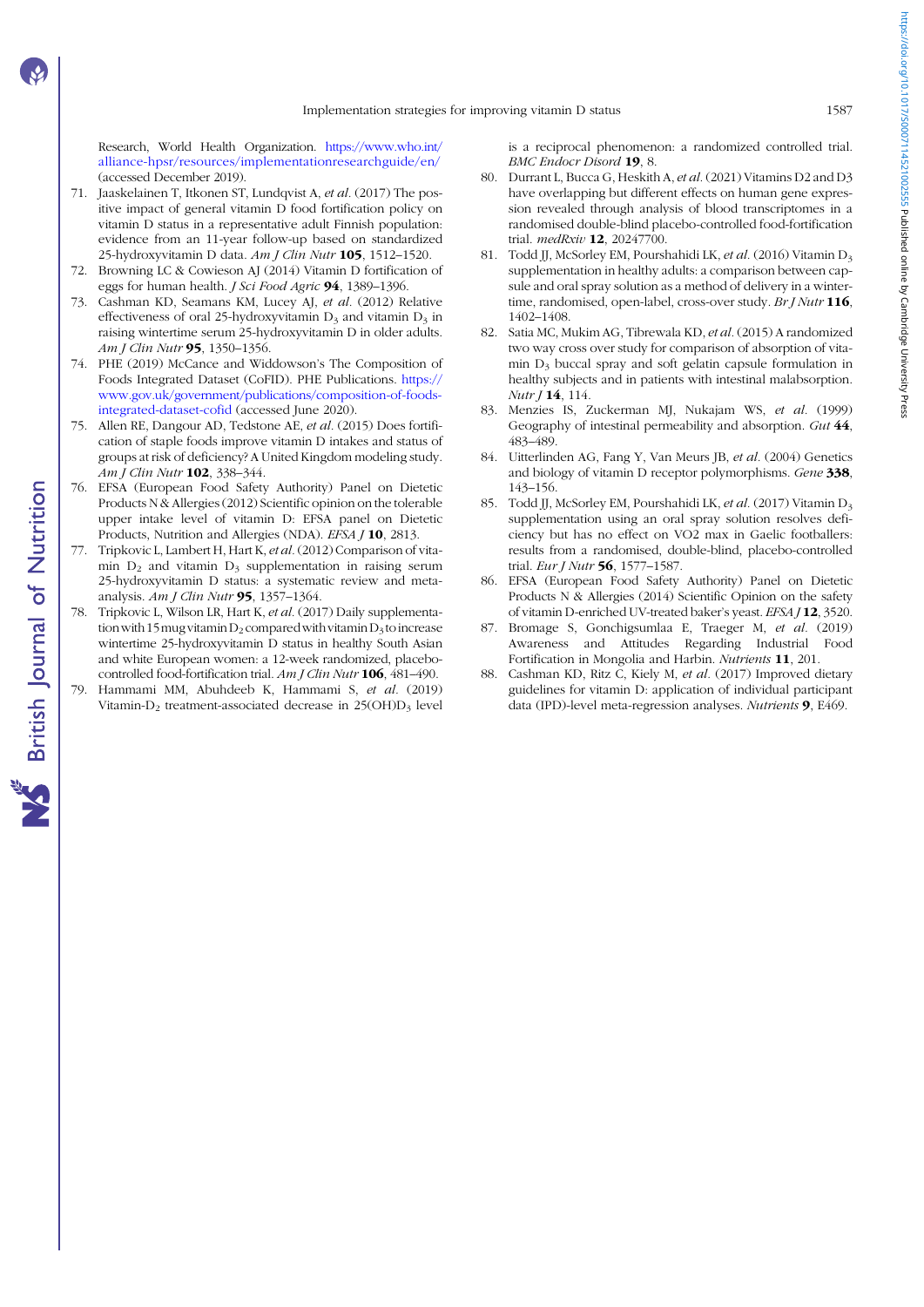Research, World Health Organization. https://www.who.int/alliance-hpsr/resources/implementationresearchguide/en/ (accessed December 2019).

71. Jaaskelainen T, Itkonen ST, Lundqvist A, *et al.* (2017) The positive impact of general vitamin D food fortification policy on vitamin D status in a representative adult Finnish population: evidence from an 11-year follow-up based on standardized 25-hydroxyvitamin D data. *Am J Clin Nutr* **105**, 1512–1520.
72. Browning LC & Cowieson AJ (2014) Vitamin D fortification of eggs for human health. *J Sci Food Agric* **94**, 1389–1396.
73. Cashman KD, Seamans KM, Lucey AJ, *et al.* (2012) Relative effectiveness of oral 25-hydroxyvitamin $D_3$ and vitamin $D_3$ in raising wintertime serum 25-hydroxyvitamin D in older adults. *Am J Clin Nutr* **95**, 1350–1356.
74. PHE (2019) McCance and Widdowson's The Composition of Foods Integrated Dataset (CoFID). PHE Publications. https://www.gov.uk/government/publications/composition-of-foods-integrated-dataset-cofid (accessed June 2020).
75. Allen RE, Dangour AD, Tedstone AE, *et al.* (2015) Does fortification of staple foods improve vitamin D intakes and status of groups at risk of deficiency? A United Kingdom modeling study. *Am J Clin Nutr* **102**, 338–344.
76. EFSA (European Food Safety Authority) Panel on Dietetic Products N & Allergies (2012) Scientific opinion on the tolerable upper intake level of vitamin D: EFSA panel on Dietetic Products, Nutrition and Allergies (NDA). *EFSA J* **10**, 2813.
77. Tripkovic L, Lambert H, Hart K, *et al.* (2012) Comparison of vitamin $D_2$ and vitamin $D_3$ supplementation in raising serum 25-hydroxyvitamin D status: a systematic review and meta-analysis. *Am J Clin Nutr* **95**, 1357–1364.
78. Tripkovic L, Wilson LR, Hart K, *et al.* (2017) Daily supplementation with 15 mug vitamin $D_2$ compared with vitamin $D_3$ to increase wintertime 25-hydroxyvitamin D status in healthy South Asian and white European women: a 12-week randomized, placebo-controlled food-fortification trial. *Am J Clin Nutr* **106**, 481–490.
79. Hammami MM, Abuhdeeb K, Hammami S, *et al.* (2019) Vitamin-$D_2$ treatment-associated decrease in 25(OH)$D_3$ level is a reciprocal phenomenon: a randomized controlled trial. *BMC Endocr Disord* **19**, 8.
80. Durrant L, Bucca G, Heskith A, *et al.* (2021) Vitamins D2 and D3 have overlapping but different effects on human gene expression revealed through analysis of blood transcriptomes in a randomised double-blind placebo-controlled food-fortification trial. *medRxiv* **12**, 20247700.
81. Todd JJ, McSorley EM, Pourshahidi LK, *et al.* (2016) Vitamin $D_3$ supplementation in healthy adults: a comparison between capsule and oral spray solution as a method of delivery in a wintertime, randomised, open-label, cross-over study. *Br J Nutr* **116**, 1402–1408.
82. Satia MC, Mukim AG, Tibrewala KD, *et al.* (2015) A randomized two way cross over study for comparison of absorption of vitamin $D_3$ buccal spray and soft gelatin capsule formulation in healthy subjects and in patients with intestinal malabsorption. *Nutr J* **14**, 114.
83. Menzies IS, Zuckerman MJ, Nukajam WS, *et al.* (1999) Geography of intestinal permeability and absorption. *Gut* **44**, 483–489.
84. Uitterlinden AG, Fang Y, Van Meurs JB, *et al.* (2004) Genetics and biology of vitamin D receptor polymorphisms. *Gene* **338**, 143–156.
85. Todd JJ, McSorley EM, Pourshahidi LK, *et al.* (2017) Vitamin $D_3$ supplementation using an oral spray solution resolves deficiency but has no effect on VO2 max in Gaelic footballers: results from a randomised, double-blind, placebo-controlled trial. *Eur J Nutr* **56**, 1577–1587.
86. EFSA (European Food Safety Authority) Panel on Dietetic Products N & Allergies (2014) Scientific Opinion on the safety of vitamin D-enriched UV-treated baker's yeast. *EFSA J* **12**, 3520.
87. Bromage S, Gonchigsumlaa E, Traeger M, *et al.* (2019) Awareness and Attitudes Regarding Industrial Food Fortification in Mongolia and Harbin. *Nutrients* **11**, 201.
88. Cashman KD, Ritz C, Kiely M, *et al.* (2017) Improved dietary guidelines for vitamin D: application of individual participant data (IPD)-level meta-regression analyses. *Nutrients* **9**, E469.